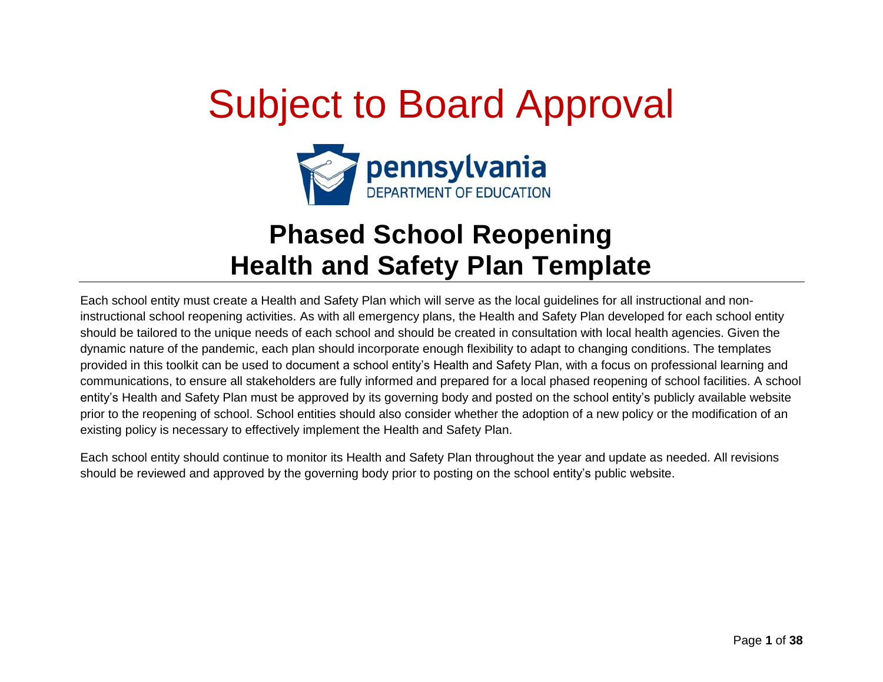# Subject to Board Approval

pennsylvania
DEPARTMENT OF EDUCATION

## Phased School Reopening Health and Safety Plan Template

Each school entity must create a Health and Safety Plan which will serve as the local guidelines for all instructional and non-instructional school reopening activities. As with all emergency plans, the Health and Safety Plan developed for each school entity should be tailored to the unique needs of each school and should be created in consultation with local health agencies. Given the dynamic nature of the pandemic, each plan should incorporate enough flexibility to adapt to changing conditions. The templates provided in this toolkit can be used to document a school entity's Health and Safety Plan, with a focus on professional learning and communications, to ensure all stakeholders are fully informed and prepared for a local phased reopening of school facilities. A school entity's Health and Safety Plan must be approved by its governing body and posted on the school entity's publicly available website prior to the reopening of school. School entities should also consider whether the adoption of a new policy or the modification of an existing policy is necessary to effectively implement the Health and Safety Plan.

Each school entity should continue to monitor its Health and Safety Plan throughout the year and update as needed. All revisions should be reviewed and approved by the governing body prior to posting on the school entity's public website.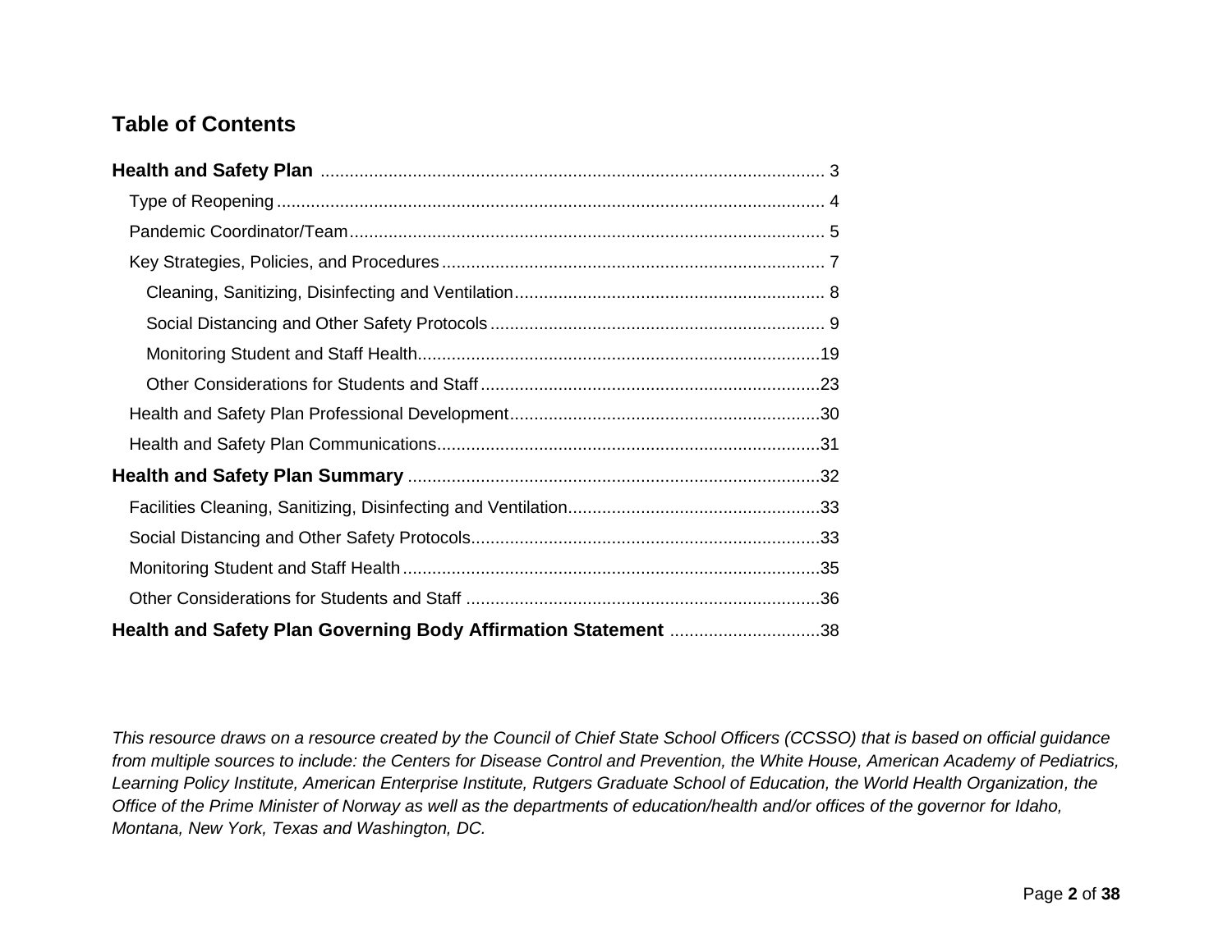## Table of Contents

**Health and Safety Plan** ........................................................................................................ 3

- Type of Reopening ................................................................................................................. 4
- Pandemic Coordinator/Team ................................................................................................. 5
- Key Strategies, Policies, and Procedures .............................................................................. 7
  - Cleaning, Sanitizing, Disinfecting and Ventilation ................................................................ 8
  - Social Distancing and Other Safety Protocols ..................................................................... 9
  - Monitoring Student and Staff Health .................................................................................. 19
  - Other Considerations for Students and Staff ...................................................................... 23
- Health and Safety Plan Professional Development ................................................................ 30
- Health and Safety Plan Communications ............................................................................... 31

**Health and Safety Plan Summary** ........................................................................................ 32

- Facilities Cleaning, Sanitizing, Disinfecting and Ventilation .................................................... 33
- Social Distancing and Other Safety Protocols ......................................................................... 33
- Monitoring Student and Staff Health ....................................................................................... 35
- Other Considerations for Students and Staff .......................................................................... 36

**Health and Safety Plan Governing Body Affirmation Statement** .............................. 38

*This resource draws on a resource created by the Council of Chief State School Officers (CCSSO) that is based on official guidance from multiple sources to include: the Centers for Disease Control and Prevention, the White House, American Academy of Pediatrics, Learning Policy Institute, American Enterprise Institute, Rutgers Graduate School of Education, the World Health Organization, the Office of the Prime Minister of Norway as well as the departments of education/health and/or offices of the governor for Idaho, Montana, New York, Texas and Washington, DC.*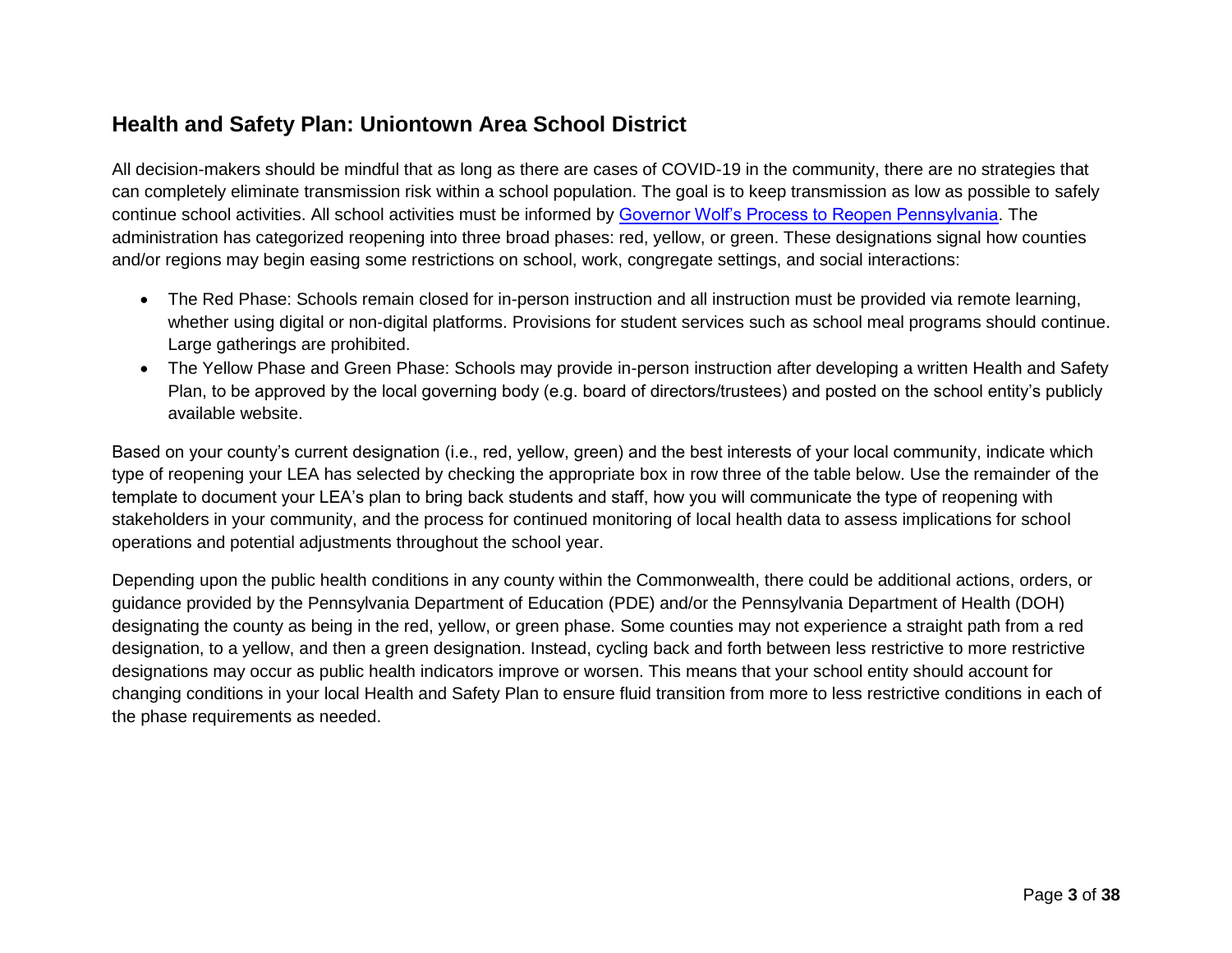## Health and Safety Plan: Uniontown Area School District

All decision-makers should be mindful that as long as there are cases of COVID-19 in the community, there are no strategies that can completely eliminate transmission risk within a school population. The goal is to keep transmission as low as possible to safely continue school activities. All school activities must be informed by [Governor Wolf's Process to Reopen Pennsylvania](). The administration has categorized reopening into three broad phases: red, yellow, or green. These designations signal how counties and/or regions may begin easing some restrictions on school, work, congregate settings, and social interactions:

- The Red Phase: Schools remain closed for in-person instruction and all instruction must be provided via remote learning, whether using digital or non-digital platforms. Provisions for student services such as school meal programs should continue. Large gatherings are prohibited.
- The Yellow Phase and Green Phase: Schools may provide in-person instruction after developing a written Health and Safety Plan, to be approved by the local governing body (e.g. board of directors/trustees) and posted on the school entity's publicly available website.

Based on your county's current designation (i.e., red, yellow, green) and the best interests of your local community, indicate which type of reopening your LEA has selected by checking the appropriate box in row three of the table below. Use the remainder of the template to document your LEA's plan to bring back students and staff, how you will communicate the type of reopening with stakeholders in your community, and the process for continued monitoring of local health data to assess implications for school operations and potential adjustments throughout the school year.

Depending upon the public health conditions in any county within the Commonwealth, there could be additional actions, orders, or guidance provided by the Pennsylvania Department of Education (PDE) and/or the Pennsylvania Department of Health (DOH) designating the county as being in the red, yellow, or green phase. Some counties may not experience a straight path from a red designation, to a yellow, and then a green designation. Instead, cycling back and forth between less restrictive to more restrictive designations may occur as public health indicators improve or worsen. This means that your school entity should account for changing conditions in your local Health and Safety Plan to ensure fluid transition from more to less restrictive conditions in each of the phase requirements as needed.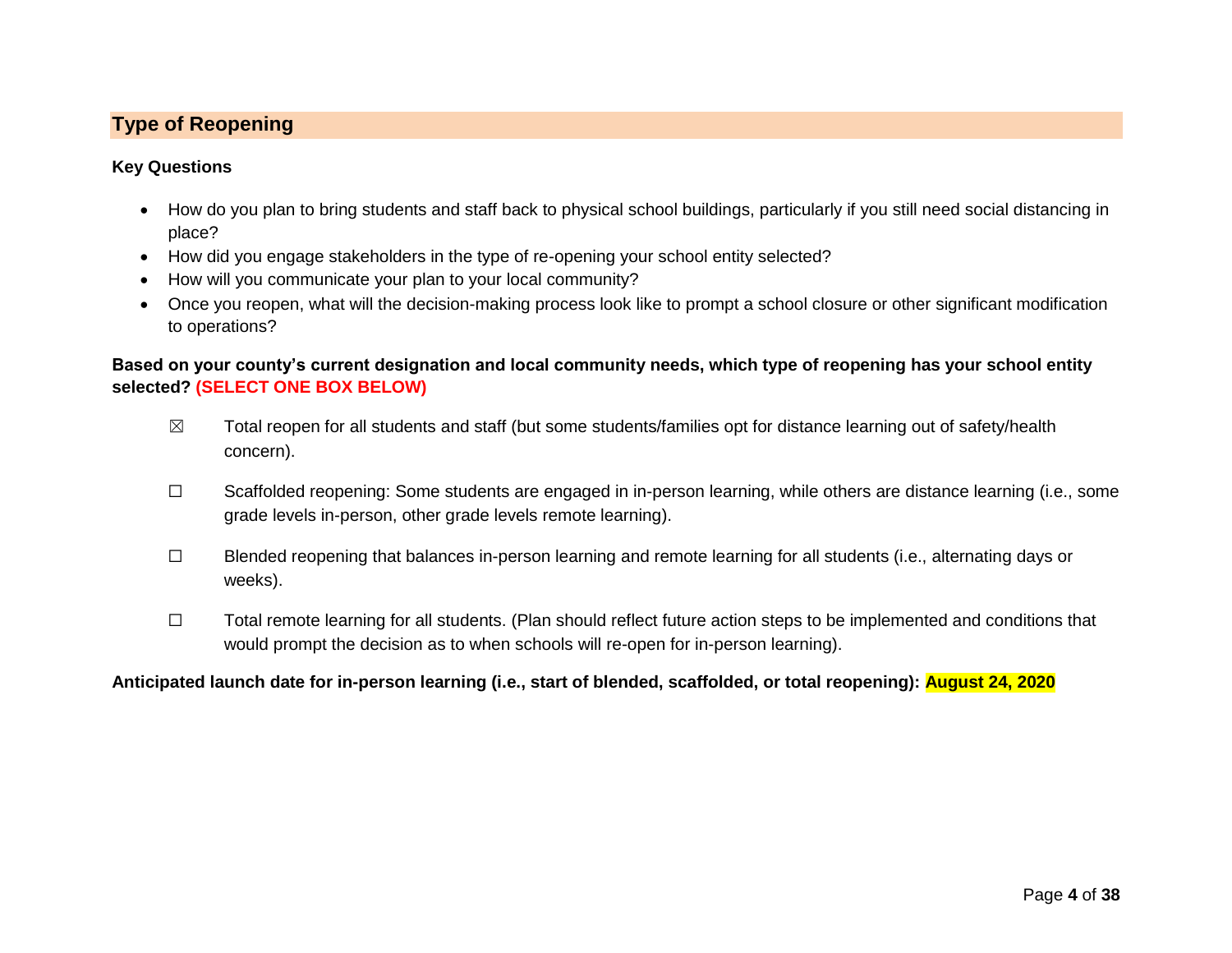## Type of Reopening

**Key Questions**

- How do you plan to bring students and staff back to physical school buildings, particularly if you still need social distancing in place?
- How did you engage stakeholders in the type of re-opening your school entity selected?
- How will you communicate your plan to your local community?
- Once you reopen, what will the decision-making process look like to prompt a school closure or other significant modification to operations?

**Based on your county's current designation and local community needs, which type of reopening has your school entity selected? (SELECT ONE BOX BELOW)**

☒ Total reopen for all students and staff (but some students/families opt for distance learning out of safety/health concern).

☐ Scaffolded reopening: Some students are engaged in in-person learning, while others are distance learning (i.e., some grade levels in-person, other grade levels remote learning).

☐ Blended reopening that balances in-person learning and remote learning for all students (i.e., alternating days or weeks).

☐ Total remote learning for all students. (Plan should reflect future action steps to be implemented and conditions that would prompt the decision as to when schools will re-open for in-person learning).

**Anticipated launch date for in-person learning (i.e., start of blended, scaffolded, or total reopening): August 24, 2020**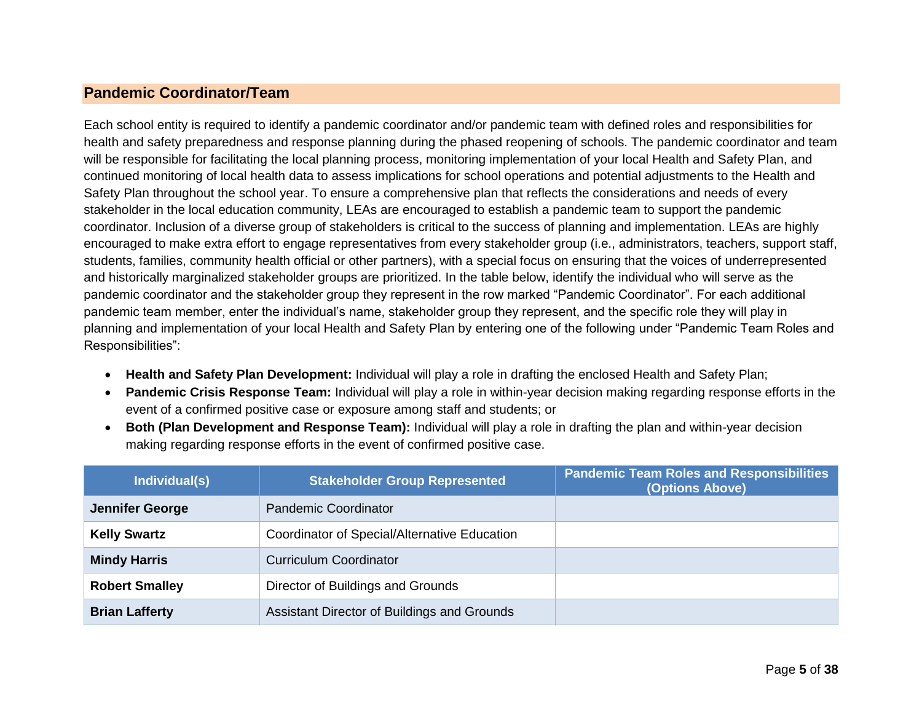## Pandemic Coordinator/Team

Each school entity is required to identify a pandemic coordinator and/or pandemic team with defined roles and responsibilities for health and safety preparedness and response planning during the phased reopening of schools. The pandemic coordinator and team will be responsible for facilitating the local planning process, monitoring implementation of your local Health and Safety Plan, and continued monitoring of local health data to assess implications for school operations and potential adjustments to the Health and Safety Plan throughout the school year. To ensure a comprehensive plan that reflects the considerations and needs of every stakeholder in the local education community, LEAs are encouraged to establish a pandemic team to support the pandemic coordinator. Inclusion of a diverse group of stakeholders is critical to the success of planning and implementation. LEAs are highly encouraged to make extra effort to engage representatives from every stakeholder group (i.e., administrators, teachers, support staff, students, families, community health official or other partners), with a special focus on ensuring that the voices of underrepresented and historically marginalized stakeholder groups are prioritized. In the table below, identify the individual who will serve as the pandemic coordinator and the stakeholder group they represent in the row marked "Pandemic Coordinator". For each additional pandemic team member, enter the individual's name, stakeholder group they represent, and the specific role they will play in planning and implementation of your local Health and Safety Plan by entering one of the following under "Pandemic Team Roles and Responsibilities":

- **Health and Safety Plan Development:** Individual will play a role in drafting the enclosed Health and Safety Plan;
- **Pandemic Crisis Response Team:** Individual will play a role in within-year decision making regarding response efforts in the event of a confirmed positive case or exposure among staff and students; or
- **Both (Plan Development and Response Team):** Individual will play a role in drafting the plan and within-year decision making regarding response efforts in the event of confirmed positive case.

| Individual(s) | Stakeholder Group Represented | Pandemic Team Roles and Responsibilities (Options Above) |
|---|---|---|
| **Jennifer George** | Pandemic Coordinator | |
| **Kelly Swartz** | Coordinator of Special/Alternative Education | |
| **Mindy Harris** | Curriculum Coordinator | |
| **Robert Smalley** | Director of Buildings and Grounds | |
| **Brian Lafferty** | Assistant Director of Buildings and Grounds | |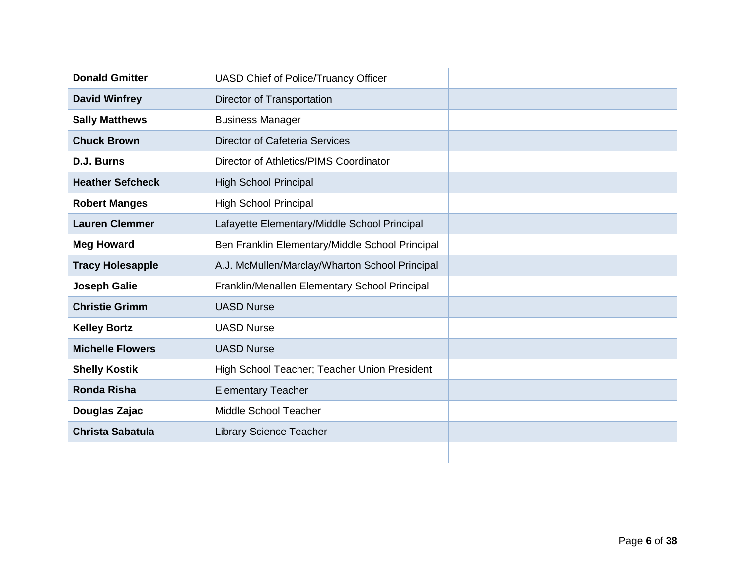| | | |
|---|---|---|
| **Donald Gmitter** | UASD Chief of Police/Truancy Officer | |
| **David Winfrey** | Director of Transportation | |
| **Sally Matthews** | Business Manager | |
| **Chuck Brown** | Director of Cafeteria Services | |
| **D.J. Burns** | Director of Athletics/PIMS Coordinator | |
| **Heather Sefcheck** | High School Principal | |
| **Robert Manges** | High School Principal | |
| **Lauren Clemmer** | Lafayette Elementary/Middle School Principal | |
| **Meg Howard** | Ben Franklin Elementary/Middle School Principal | |
| **Tracy Holesapple** | A.J. McMullen/Marclay/Wharton School Principal | |
| **Joseph Galie** | Franklin/Menallen Elementary School Principal | |
| **Christie Grimm** | UASD Nurse | |
| **Kelley Bortz** | UASD Nurse | |
| **Michelle Flowers** | UASD Nurse | |
| **Shelly Kostik** | High School Teacher; Teacher Union President | |
| **Ronda Risha** | Elementary Teacher | |
| **Douglas Zajac** | Middle School Teacher | |
| **Christa Sabatula** | Library Science Teacher | |
| | | |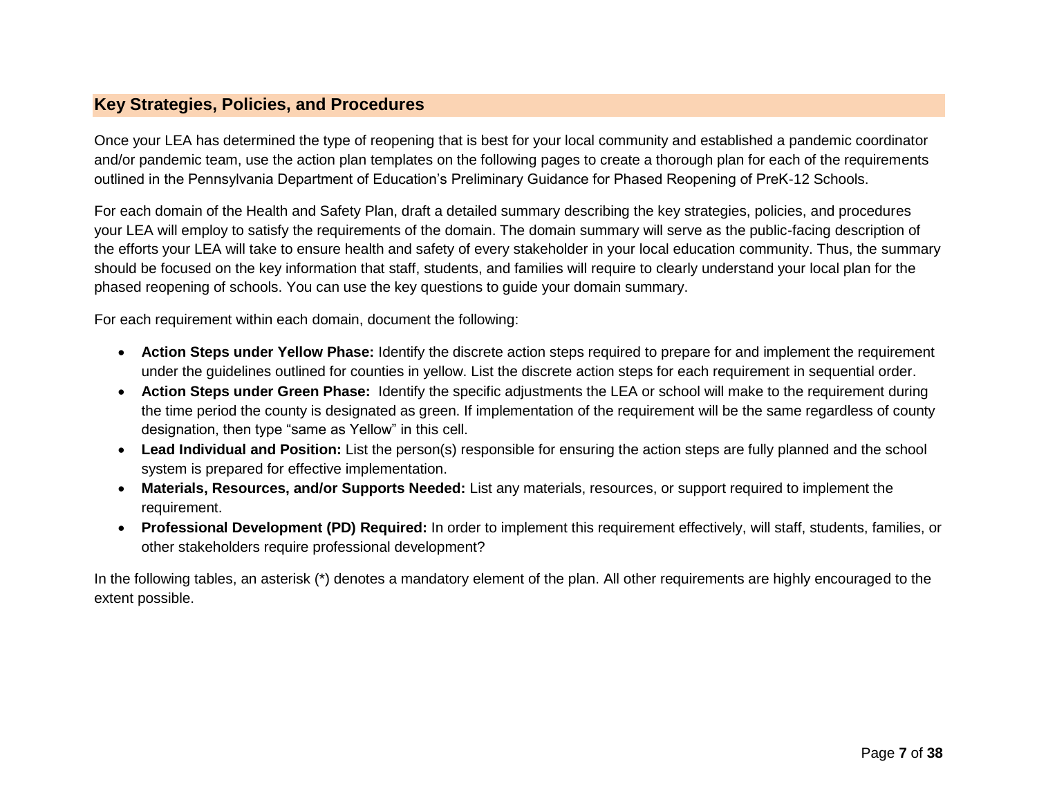## Key Strategies, Policies, and Procedures

Once your LEA has determined the type of reopening that is best for your local community and established a pandemic coordinator and/or pandemic team, use the action plan templates on the following pages to create a thorough plan for each of the requirements outlined in the Pennsylvania Department of Education's Preliminary Guidance for Phased Reopening of PreK-12 Schools.

For each domain of the Health and Safety Plan, draft a detailed summary describing the key strategies, policies, and procedures your LEA will employ to satisfy the requirements of the domain. The domain summary will serve as the public-facing description of the efforts your LEA will take to ensure health and safety of every stakeholder in your local education community. Thus, the summary should be focused on the key information that staff, students, and families will require to clearly understand your local plan for the phased reopening of schools. You can use the key questions to guide your domain summary.

For each requirement within each domain, document the following:

- **Action Steps under Yellow Phase:** Identify the discrete action steps required to prepare for and implement the requirement under the guidelines outlined for counties in yellow. List the discrete action steps for each requirement in sequential order.
- **Action Steps under Green Phase:** Identify the specific adjustments the LEA or school will make to the requirement during the time period the county is designated as green. If implementation of the requirement will be the same regardless of county designation, then type "same as Yellow" in this cell.
- **Lead Individual and Position:** List the person(s) responsible for ensuring the action steps are fully planned and the school system is prepared for effective implementation.
- **Materials, Resources, and/or Supports Needed:** List any materials, resources, or support required to implement the requirement.
- **Professional Development (PD) Required:** In order to implement this requirement effectively, will staff, students, families, or other stakeholders require professional development?

In the following tables, an asterisk (*) denotes a mandatory element of the plan. All other requirements are highly encouraged to the extent possible.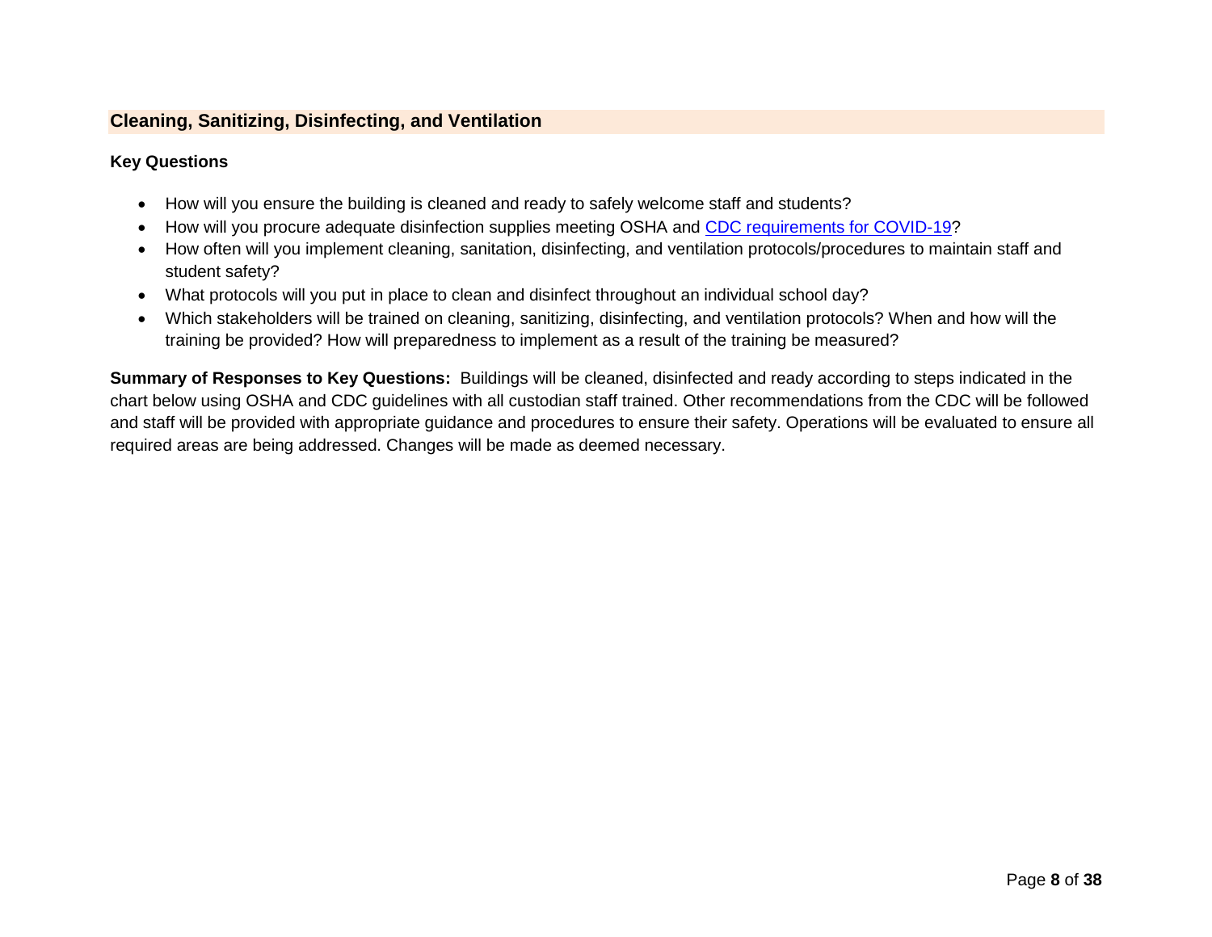## Cleaning, Sanitizing, Disinfecting, and Ventilation

**Key Questions**

- How will you ensure the building is cleaned and ready to safely welcome staff and students?
- How will you procure adequate disinfection supplies meeting OSHA and [CDC requirements for COVID-19]?
- How often will you implement cleaning, sanitation, disinfecting, and ventilation protocols/procedures to maintain staff and student safety?
- What protocols will you put in place to clean and disinfect throughout an individual school day?
- Which stakeholders will be trained on cleaning, sanitizing, disinfecting, and ventilation protocols? When and how will the training be provided? How will preparedness to implement as a result of the training be measured?

**Summary of Responses to Key Questions:** Buildings will be cleaned, disinfected and ready according to steps indicated in the chart below using OSHA and CDC guidelines with all custodian staff trained. Other recommendations from the CDC will be followed and staff will be provided with appropriate guidance and procedures to ensure their safety. Operations will be evaluated to ensure all required areas are being addressed. Changes will be made as deemed necessary.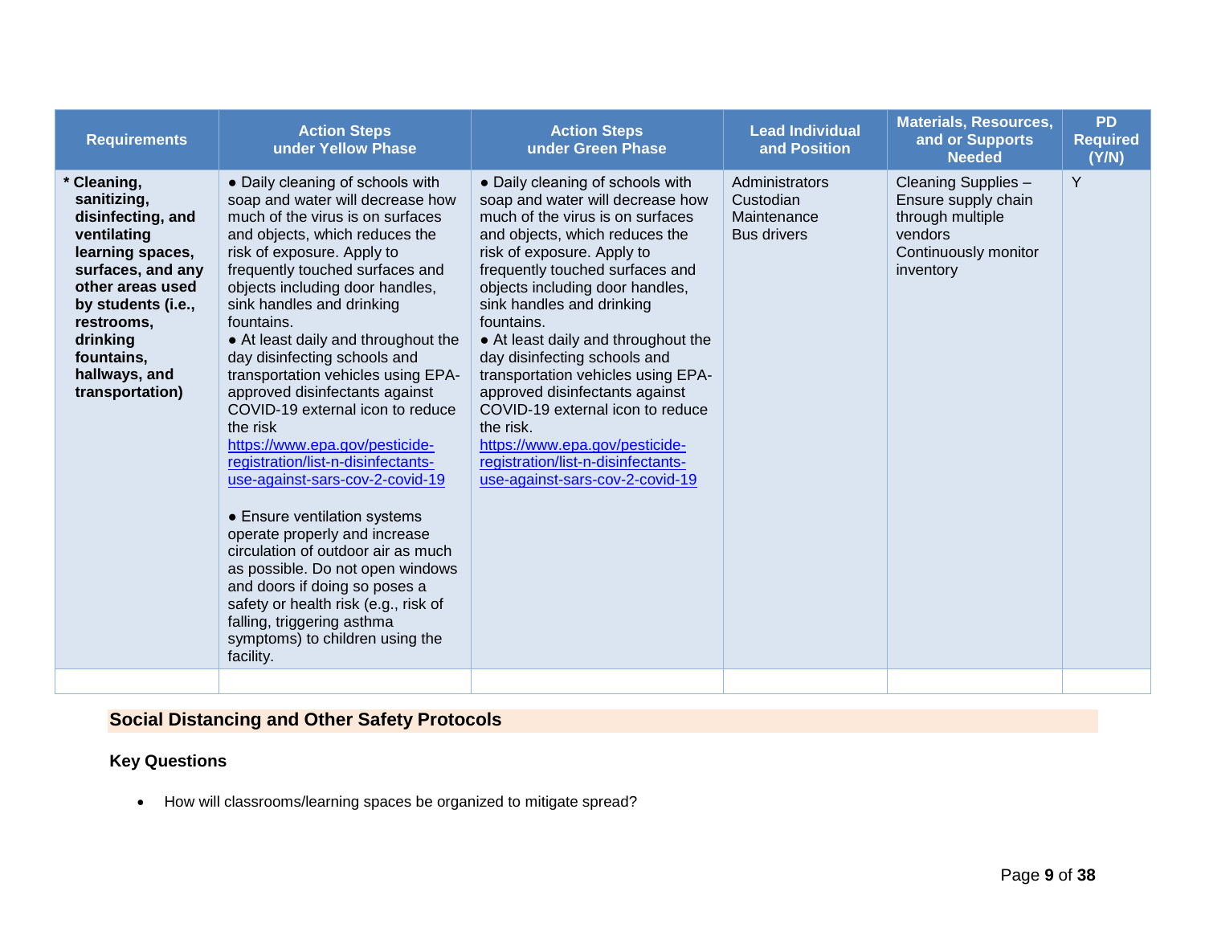| Requirements | Action Steps under Yellow Phase | Action Steps under Green Phase | Lead Individual and Position | Materials, Resources, and or Supports Needed | PD Required (Y/N) |
|---|---|---|---|---|---|
| **\* Cleaning, sanitizing, disinfecting, and ventilating learning spaces, surfaces, and any other areas used by students (i.e., restrooms, drinking fountains, hallways, and transportation)** | ● Daily cleaning of schools with soap and water will decrease how much of the virus is on surfaces and objects, which reduces the risk of exposure. Apply to frequently touched surfaces and objects including door handles, sink handles and drinking fountains.<br>● At least daily and throughout the day disinfecting schools and transportation vehicles using EPA-approved disinfectants against COVID-19 external icon to reduce the risk [https://www.epa.gov/pesticide-registration/list-n-disinfectants-use-against-sars-cov-2-covid-19](https://www.epa.gov/pesticide-registration/list-n-disinfectants-use-against-sars-cov-2-covid-19)<br><br>● Ensure ventilation systems operate properly and increase circulation of outdoor air as much as possible. Do not open windows and doors if doing so poses a safety or health risk (e.g., risk of falling, triggering asthma symptoms) to children using the facility. | ● Daily cleaning of schools with soap and water will decrease how much of the virus is on surfaces and objects, which reduces the risk of exposure. Apply to frequently touched surfaces and objects including door handles, sink handles and drinking fountains.<br>● At least daily and throughout the day disinfecting schools and transportation vehicles using EPA-approved disinfectants against COVID-19 external icon to reduce the risk. [https://www.epa.gov/pesticide-registration/list-n-disinfectants-use-against-sars-cov-2-covid-19](https://www.epa.gov/pesticide-registration/list-n-disinfectants-use-against-sars-cov-2-covid-19) | Administrators<br>Custodian<br>Maintenance<br>Bus drivers | Cleaning Supplies – Ensure supply chain through multiple vendors<br>Continuously monitor inventory | Y |
| | | | | | |

## Social Distancing and Other Safety Protocols

### Key Questions

- How will classrooms/learning spaces be organized to mitigate spread?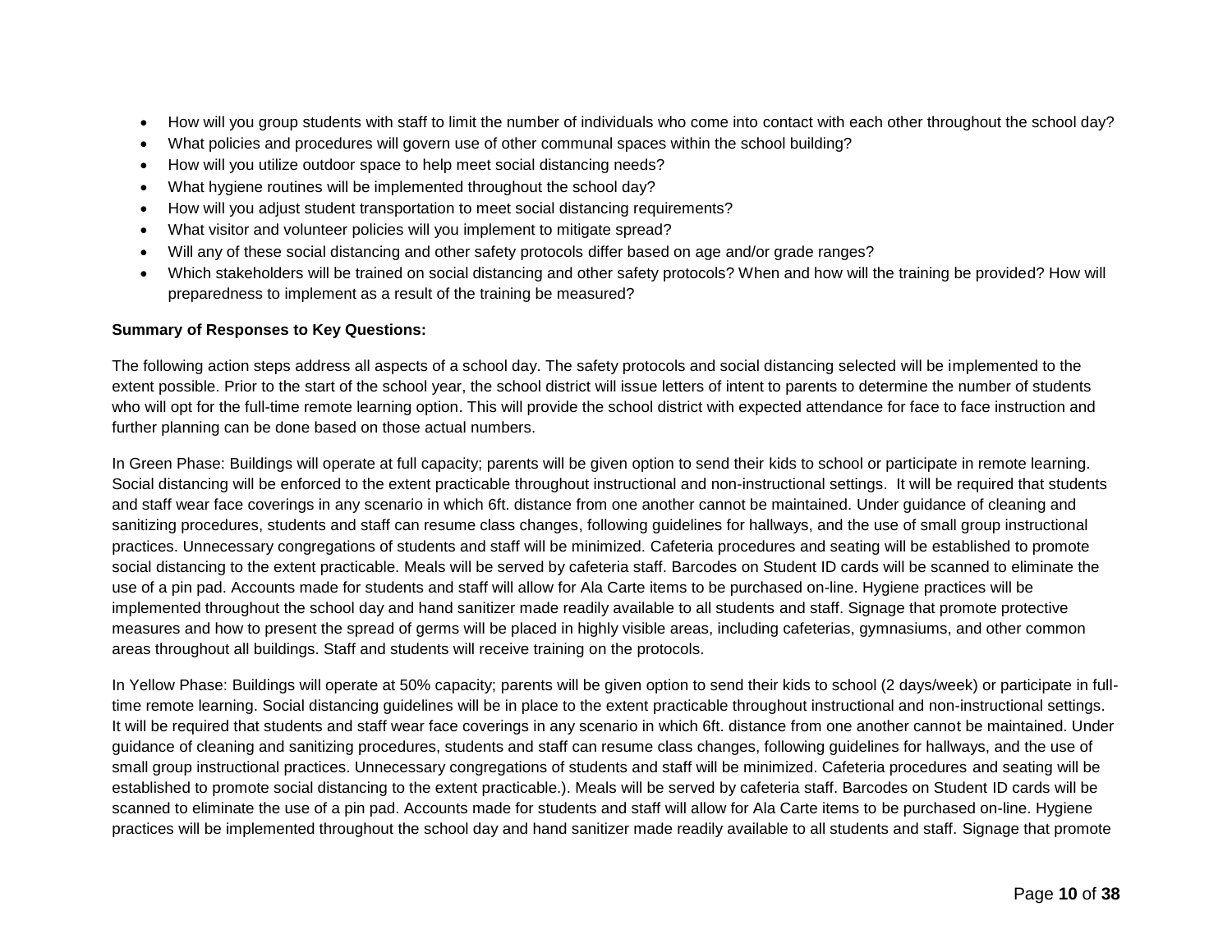- How will you group students with staff to limit the number of individuals who come into contact with each other throughout the school day?
- What policies and procedures will govern use of other communal spaces within the school building?
- How will you utilize outdoor space to help meet social distancing needs?
- What hygiene routines will be implemented throughout the school day?
- How will you adjust student transportation to meet social distancing requirements?
- What visitor and volunteer policies will you implement to mitigate spread?
- Will any of these social distancing and other safety protocols differ based on age and/or grade ranges?
- Which stakeholders will be trained on social distancing and other safety protocols? When and how will the training be provided? How will preparedness to implement as a result of the training be measured?

**Summary of Responses to Key Questions:**

The following action steps address all aspects of a school day. The safety protocols and social distancing selected will be implemented to the extent possible. Prior to the start of the school year, the school district will issue letters of intent to parents to determine the number of students who will opt for the full-time remote learning option. This will provide the school district with expected attendance for face to face instruction and further planning can be done based on those actual numbers.

In Green Phase: Buildings will operate at full capacity; parents will be given option to send their kids to school or participate in remote learning. Social distancing will be enforced to the extent practicable throughout instructional and non-instructional settings. It will be required that students and staff wear face coverings in any scenario in which 6ft. distance from one another cannot be maintained. Under guidance of cleaning and sanitizing procedures, students and staff can resume class changes, following guidelines for hallways, and the use of small group instructional practices. Unnecessary congregations of students and staff will be minimized. Cafeteria procedures and seating will be established to promote social distancing to the extent practicable. Meals will be served by cafeteria staff. Barcodes on Student ID cards will be scanned to eliminate the use of a pin pad. Accounts made for students and staff will allow for Ala Carte items to be purchased on-line. Hygiene practices will be implemented throughout the school day and hand sanitizer made readily available to all students and staff. Signage that promote protective measures and how to present the spread of germs will be placed in highly visible areas, including cafeterias, gymnasiums, and other common areas throughout all buildings. Staff and students will receive training on the protocols.

In Yellow Phase: Buildings will operate at 50% capacity; parents will be given option to send their kids to school (2 days/week) or participate in full-time remote learning. Social distancing guidelines will be in place to the extent practicable throughout instructional and non-instructional settings. It will be required that students and staff wear face coverings in any scenario in which 6ft. distance from one another cannot be maintained. Under guidance of cleaning and sanitizing procedures, students and staff can resume class changes, following guidelines for hallways, and the use of small group instructional practices. Unnecessary congregations of students and staff will be minimized. Cafeteria procedures and seating will be established to promote social distancing to the extent practicable.). Meals will be served by cafeteria staff. Barcodes on Student ID cards will be scanned to eliminate the use of a pin pad. Accounts made for students and staff will allow for Ala Carte items to be purchased on-line. Hygiene practices will be implemented throughout the school day and hand sanitizer made readily available to all students and staff. Signage that promote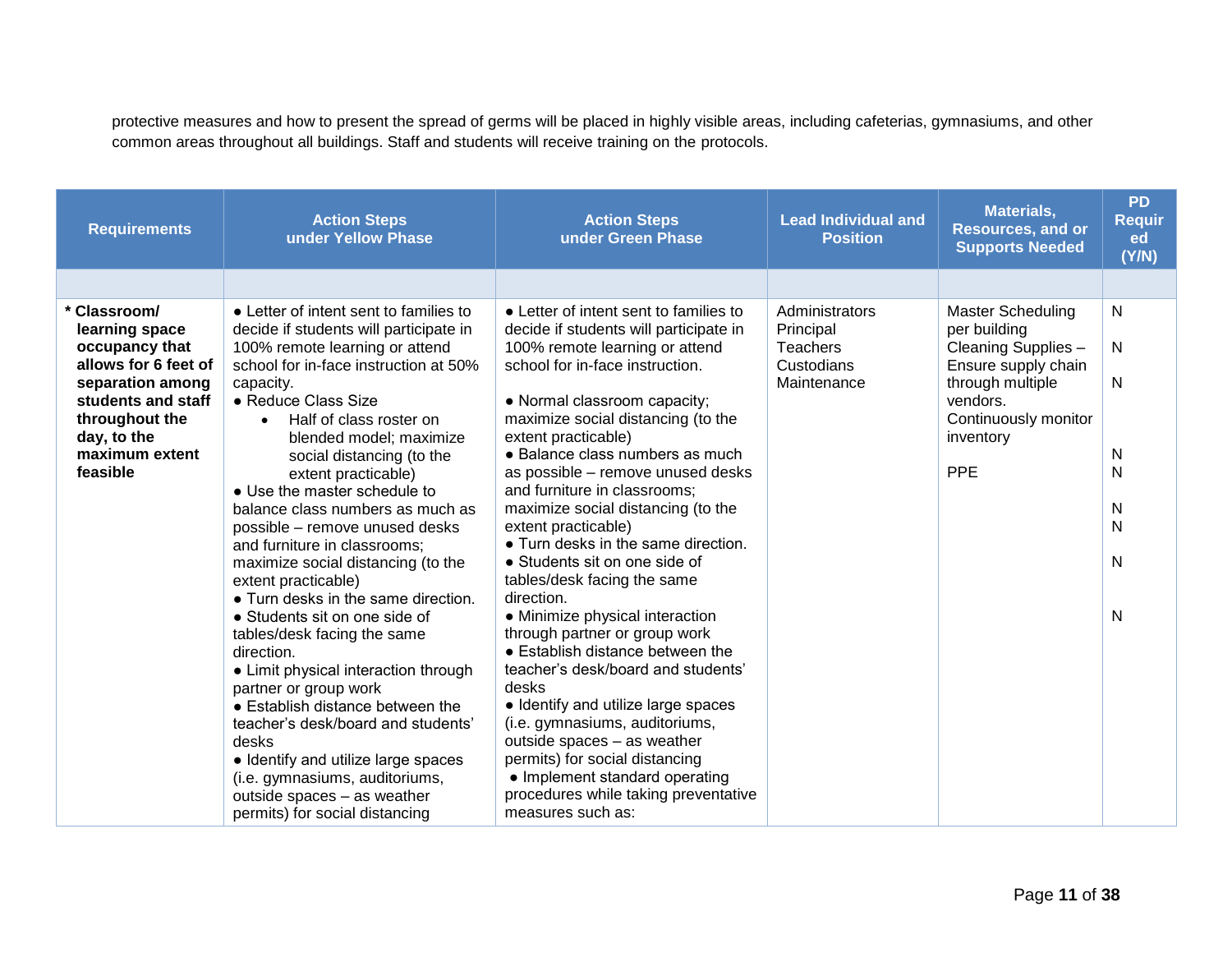protective measures and how to present the spread of germs will be placed in highly visible areas, including cafeterias, gymnasiums, and other common areas throughout all buildings. Staff and students will receive training on the protocols.

| Requirements | Action Steps under Yellow Phase | Action Steps under Green Phase | Lead Individual and Position | Materials, Resources, and or Supports Needed | PD Required (Y/N) |
|---|---|---|---|---|---|
| | | | | | |
| **\* Classroom/ learning space occupancy that allows for 6 feet of separation among students and staff throughout the day, to the maximum extent feasible** | ● Letter of intent sent to families to decide if students will participate in 100% remote learning or attend school for in-face instruction at 50% capacity.<br>● Reduce Class Size<br>• Half of class roster on blended model; maximize social distancing (to the extent practicable)<br>● Use the master schedule to balance class numbers as much as possible – remove unused desks and furniture in classrooms; maximize social distancing (to the extent practicable)<br>● Turn desks in the same direction.<br>● Students sit on one side of tables/desk facing the same direction.<br>● Limit physical interaction through partner or group work<br>● Establish distance between the teacher's desk/board and students' desks<br>● Identify and utilize large spaces (i.e. gymnasiums, auditoriums, outside spaces – as weather permits) for social distancing | ● Letter of intent sent to families to decide if students will participate in 100% remote learning or attend school for in-face instruction.<br>● Normal classroom capacity; maximize social distancing (to the extent practicable)<br>● Balance class numbers as much as possible – remove unused desks and furniture in classrooms; maximize social distancing (to the extent practicable)<br>● Turn desks in the same direction.<br>● Students sit on one side of tables/desk facing the same direction.<br>● Minimize physical interaction through partner or group work<br>● Establish distance between the teacher's desk/board and students' desks<br>● Identify and utilize large spaces (i.e. gymnasiums, auditoriums, outside spaces – as weather permits) for social distancing<br>● Implement standard operating procedures while taking preventative measures such as: | Administrators<br>Principal<br>Teachers<br>Custodians<br>Maintenance | Master Scheduling per building<br>Cleaning Supplies – Ensure supply chain through multiple vendors. Continuously monitor inventory<br><br>PPE | N<br>N<br>N<br>N<br>N<br>N<br>N<br>N<br>N |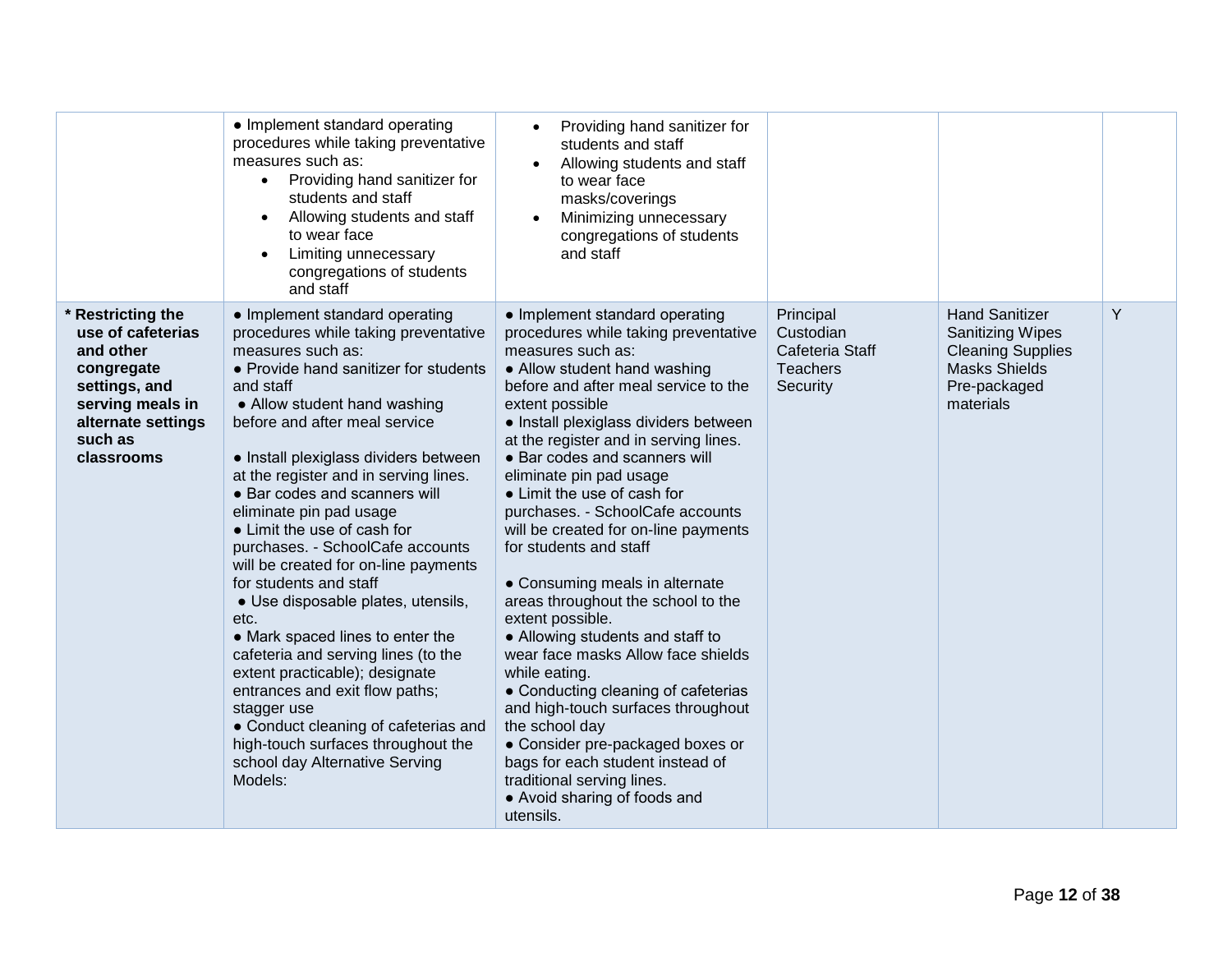| | | | | | |
|---|---|---|---|---|---|
| | ● Implement standard operating procedures while taking preventative measures such as:<br>• Providing hand sanitizer for students and staff<br>• Allowing students and staff to wear face<br>• Limiting unnecessary congregations of students and staff | • Providing hand sanitizer for students and staff<br>• Allowing students and staff to wear face masks/coverings<br>• Minimizing unnecessary congregations of students and staff | | | |
| **\* Restricting the use of cafeterias and other congregate settings, and serving meals in alternate settings such as classrooms** | ● Implement standard operating procedures while taking preventative measures such as:<br>● Provide hand sanitizer for students and staff<br>● Allow student hand washing before and after meal service<br><br>● Install plexiglass dividers between at the register and in serving lines.<br>● Bar codes and scanners will eliminate pin pad usage<br>● Limit the use of cash for purchases. - SchoolCafe accounts will be created for on-line payments for students and staff<br>● Use disposable plates, utensils, etc.<br>● Mark spaced lines to enter the cafeteria and serving lines (to the extent practicable); designate entrances and exit flow paths; stagger use<br>● Conduct cleaning of cafeterias and high-touch surfaces throughout the school day Alternative Serving Models: | ● Implement standard operating procedures while taking preventative measures such as:<br>● Allow student hand washing before and after meal service to the extent possible<br>● Install plexiglass dividers between at the register and in serving lines.<br>● Bar codes and scanners will eliminate pin pad usage<br>● Limit the use of cash for purchases. - SchoolCafe accounts will be created for on-line payments for students and staff<br><br>● Consuming meals in alternate areas throughout the school to the extent possible.<br>● Allowing students and staff to wear face masks Allow face shields while eating.<br>● Conducting cleaning of cafeterias and high-touch surfaces throughout the school day<br>● Consider pre-packaged boxes or bags for each student instead of traditional serving lines.<br>● Avoid sharing of foods and utensils. | Principal<br>Custodian<br>Cafeteria Staff<br>Teachers<br>Security | Hand Sanitizer<br>Sanitizing Wipes<br>Cleaning Supplies<br>Masks Shields<br>Pre-packaged materials | Y |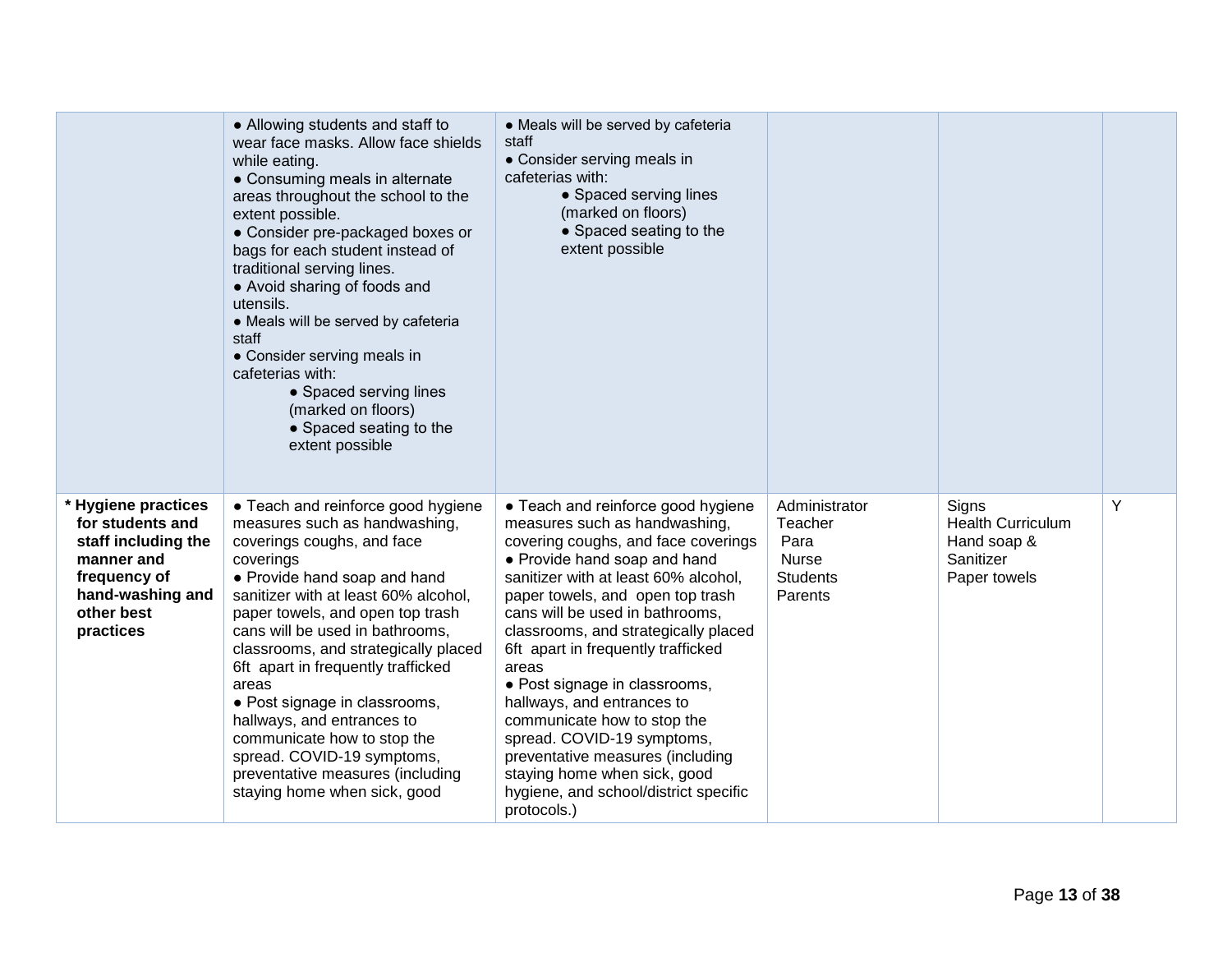| | | | | | |
|---|---|---|---|---|---|
| | ● Allowing students and staff to wear face masks. Allow face shields while eating.<br>● Consuming meals in alternate areas throughout the school to the extent possible.<br>● Consider pre-packaged boxes or bags for each student instead of traditional serving lines.<br>● Avoid sharing of foods and utensils.<br>● Meals will be served by cafeteria staff<br>● Consider serving meals in cafeterias with:<br>● Spaced serving lines (marked on floors)<br>● Spaced seating to the extent possible | ● Meals will be served by cafeteria staff<br>● Consider serving meals in cafeterias with:<br>● Spaced serving lines (marked on floors)<br>● Spaced seating to the extent possible | | | |
| **\* Hygiene practices for students and staff including the manner and frequency of hand-washing and other best practices** | ● Teach and reinforce good hygiene measures such as handwashing, coverings coughs, and face coverings<br>● Provide hand soap and hand sanitizer with at least 60% alcohol, paper towels, and open top trash cans will be used in bathrooms, classrooms, and strategically placed 6ft apart in frequently trafficked areas<br>● Post signage in classrooms, hallways, and entrances to communicate how to stop the spread. COVID-19 symptoms, preventative measures (including staying home when sick, good | ● Teach and reinforce good hygiene measures such as handwashing, covering coughs, and face coverings<br>● Provide hand soap and hand sanitizer with at least 60% alcohol, paper towels, and open top trash cans will be used in bathrooms, classrooms, and strategically placed 6ft apart in frequently trafficked areas<br>● Post signage in classrooms, hallways, and entrances to communicate how to stop the spread. COVID-19 symptoms, preventative measures (including staying home when sick, good hygiene, and school/district specific protocols.) | Administrator<br>Teacher<br>Para<br>Nurse<br>Students<br>Parents | Signs<br>Health Curriculum<br>Hand soap & Sanitizer<br>Paper towels | Y |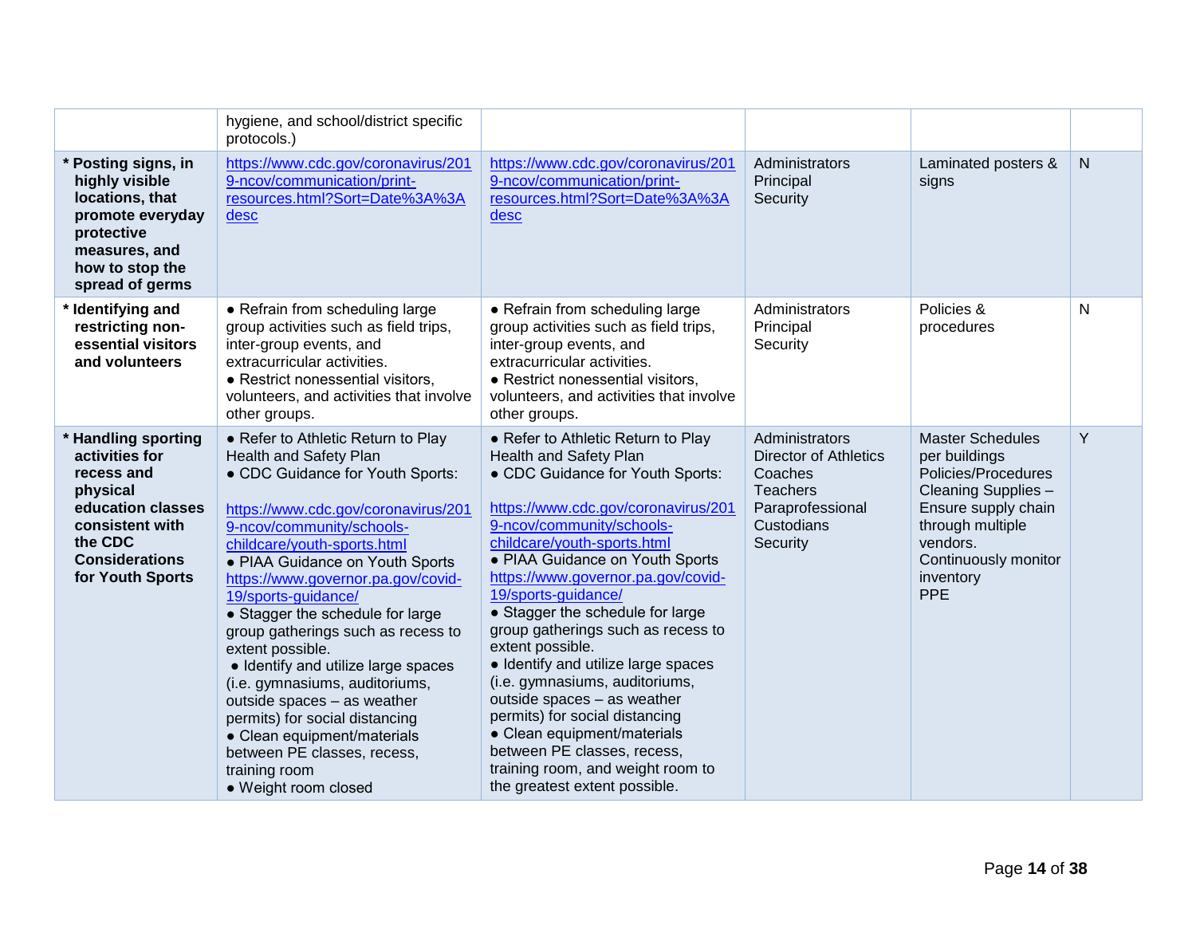| | | | | | |
|---|---|---|---|---|---|
| | hygiene, and school/district specific protocols.) | | | | |
| **\* Posting signs, in highly visible locations, that promote everyday protective measures, and how to stop the spread of germs** | https://www.cdc.gov/coronavirus/2019-ncov/communication/print-resources.html?Sort=Date%3A%3Adesc | https://www.cdc.gov/coronavirus/2019-ncov/communication/print-resources.html?Sort=Date%3A%3Adesc | Administrators<br>Principal<br>Security | Laminated posters & signs | N |
| **\* Identifying and restricting non-essential visitors and volunteers** | ● Refrain from scheduling large group activities such as field trips, inter-group events, and extracurricular activities.<br>● Restrict nonessential visitors, volunteers, and activities that involve other groups. | ● Refrain from scheduling large group activities such as field trips, inter-group events, and extracurricular activities.<br>● Restrict nonessential visitors, volunteers, and activities that involve other groups. | Administrators<br>Principal<br>Security | Policies & procedures | N |
| **\* Handling sporting activities for recess and physical education classes consistent with the CDC Considerations for Youth Sports** | ● Refer to Athletic Return to Play Health and Safety Plan<br>● CDC Guidance for Youth Sports:<br><br>https://www.cdc.gov/coronavirus/2019-ncov/community/schools-childcare/youth-sports.html<br>● PIAA Guidance on Youth Sports https://www.governor.pa.gov/covid-19/sports-guidance/<br>● Stagger the schedule for large group gatherings such as recess to extent possible.<br>● Identify and utilize large spaces (i.e. gymnasiums, auditoriums, outside spaces – as weather permits) for social distancing<br>● Clean equipment/materials between PE classes, recess, training room<br>● Weight room closed | ● Refer to Athletic Return to Play Health and Safety Plan<br>● CDC Guidance for Youth Sports:<br><br>https://www.cdc.gov/coronavirus/2019-ncov/community/schools-childcare/youth-sports.html<br>● PIAA Guidance on Youth Sports https://www.governor.pa.gov/covid-19/sports-guidance/<br>● Stagger the schedule for large group gatherings such as recess to extent possible.<br>● Identify and utilize large spaces (i.e. gymnasiums, auditoriums, outside spaces – as weather permits) for social distancing<br>● Clean equipment/materials between PE classes, recess, training room, and weight room to the greatest extent possible. | Administrators<br>Director of Athletics<br>Coaches<br>Teachers<br>Paraprofessional<br>Custodians<br>Security | Master Schedules per buildings<br>Policies/Procedures<br>Cleaning Supplies – Ensure supply chain through multiple vendors.<br>Continuously monitor inventory<br>PPE | Y |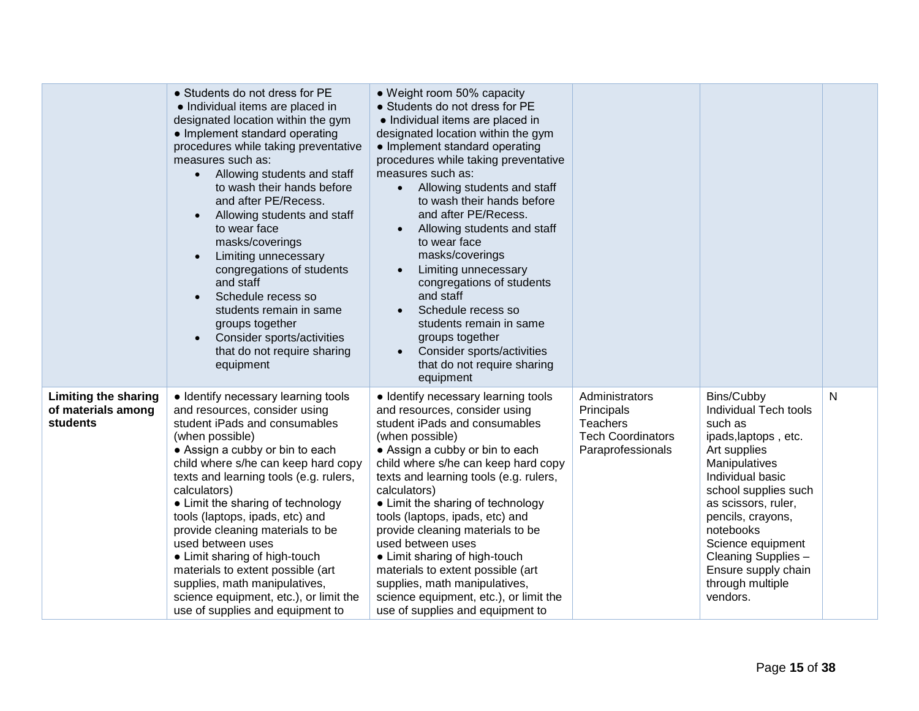| | | | | | |
|---|---|---|---|---|---|
| | ● Students do not dress for PE<br>● Individual items are placed in designated location within the gym<br>● Implement standard operating procedures while taking preventative measures such as:<br>• Allowing students and staff to wash their hands before and after PE/Recess.<br>• Allowing students and staff to wear face masks/coverings<br>• Limiting unnecessary congregations of students and staff<br>• Schedule recess so students remain in same groups together<br>• Consider sports/activities that do not require sharing equipment | ● Weight room 50% capacity<br>● Students do not dress for PE<br>● Individual items are placed in designated location within the gym<br>● Implement standard operating procedures while taking preventative measures such as:<br>• Allowing students and staff to wash their hands before and after PE/Recess.<br>• Allowing students and staff to wear face masks/coverings<br>• Limiting unnecessary congregations of students and staff<br>• Schedule recess so students remain in same groups together<br>• Consider sports/activities that do not require sharing equipment | | | |
| **Limiting the sharing of materials among students** | ● Identify necessary learning tools and resources, consider using student iPads and consumables (when possible)<br>● Assign a cubby or bin to each child where s/he can keep hard copy texts and learning tools (e.g. rulers, calculators)<br>● Limit the sharing of technology tools (laptops, ipads, etc) and provide cleaning materials to be used between uses<br>● Limit sharing of high-touch materials to extent possible (art supplies, math manipulatives, science equipment, etc.), or limit the use of supplies and equipment to | ● Identify necessary learning tools and resources, consider using student iPads and consumables (when possible)<br>● Assign a cubby or bin to each child where s/he can keep hard copy texts and learning tools (e.g. rulers, calculators)<br>● Limit the sharing of technology tools (laptops, ipads, etc) and provide cleaning materials to be used between uses<br>● Limit sharing of high-touch materials to extent possible (art supplies, math manipulatives, science equipment, etc.), or limit the use of supplies and equipment to | Administrators<br>Principals<br>Teachers<br>Tech Coordinators<br>Paraprofessionals | Bins/Cubby<br>Individual Tech tools such as ipads,laptops , etc.<br>Art supplies<br>Manipulatives<br>Individual basic school supplies such as scissors, ruler, pencils, crayons, notebooks<br>Science equipment<br>Cleaning Supplies – Ensure supply chain through multiple vendors. | N |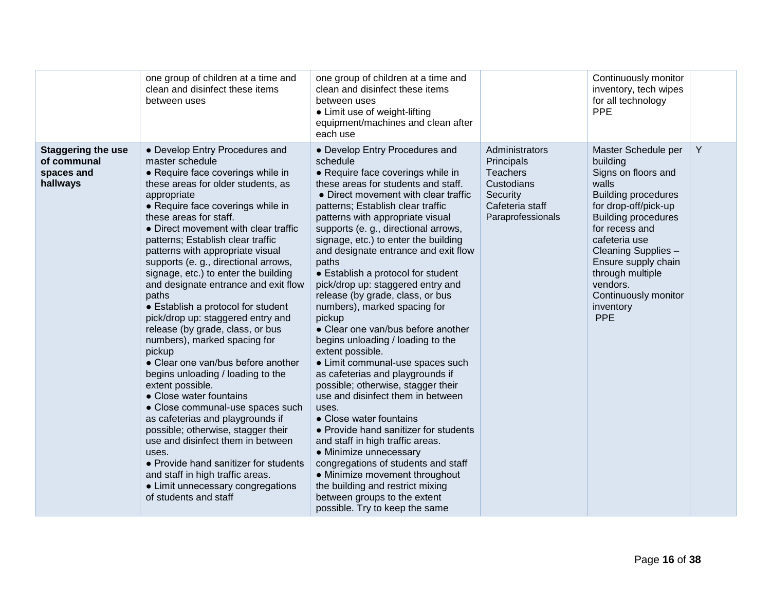| | | | | | |
|---|---|---|---|---|---|
| | one group of children at a time and clean and disinfect these items between uses | one group of children at a time and clean and disinfect these items between uses<br>● Limit use of weight-lifting equipment/machines and clean after each use | | Continuously monitor inventory, tech wipes for all technology<br>PPE | |
| **Staggering the use of communal spaces and hallways** | ● Develop Entry Procedures and master schedule<br>● Require face coverings while in these areas for older students, as appropriate<br>● Require face coverings while in these areas for staff.<br>● Direct movement with clear traffic patterns; Establish clear traffic patterns with appropriate visual supports (e. g., directional arrows, signage, etc.) to enter the building and designate entrance and exit flow paths<br>● Establish a protocol for student pick/drop up: staggered entry and release (by grade, class, or bus numbers), marked spacing for pickup<br>● Clear one van/bus before another begins unloading / loading to the extent possible.<br>● Close water fountains<br>● Close communal-use spaces such as cafeterias and playgrounds if possible; otherwise, stagger their use and disinfect them in between uses.<br>● Provide hand sanitizer for students and staff in high traffic areas.<br>● Limit unnecessary congregations of students and staff | ● Develop Entry Procedures and schedule<br>● Require face coverings while in these areas for students and staff.<br>● Direct movement with clear traffic patterns; Establish clear traffic patterns with appropriate visual supports (e. g., directional arrows, signage, etc.) to enter the building and designate entrance and exit flow paths<br>● Establish a protocol for student pick/drop up: staggered entry and release (by grade, class, or bus numbers), marked spacing for pickup<br>● Clear one van/bus before another begins unloading / loading to the extent possible.<br>● Limit communal-use spaces such as cafeterias and playgrounds if possible; otherwise, stagger their use and disinfect them in between uses.<br>● Close water fountains<br>● Provide hand sanitizer for students and staff in high traffic areas.<br>● Minimize unnecessary congregations of students and staff<br>● Minimize movement throughout the building and restrict mixing between groups to the extent possible. Try to keep the same | Administrators<br>Principals<br>Teachers<br>Custodians<br>Security<br>Cafeteria staff<br>Paraprofessionals | Master Schedule per building<br>Signs on floors and walls<br>Building procedures for drop-off/pick-up<br>Building procedures for recess and cafeteria use<br>Cleaning Supplies – Ensure supply chain through multiple vendors.<br>Continuously monitor inventory<br>PPE | Y |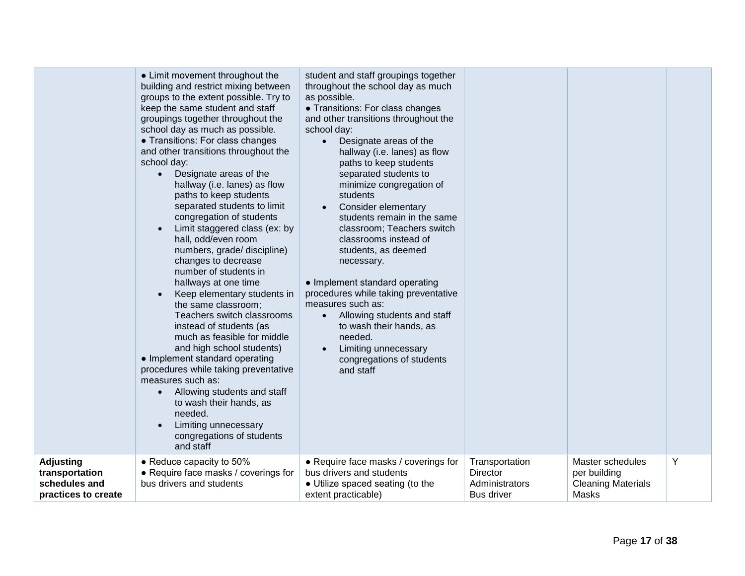| | | | | | |
|---|---|---|---|---|---|
| | ● Limit movement throughout the building and restrict mixing between groups to the extent possible. Try to keep the same student and staff groupings together throughout the school day as much as possible.<br>● Transitions: For class changes and other transitions throughout the school day:<br>• Designate areas of the hallway (i.e. lanes) as flow paths to keep students separated students to limit congregation of students<br>• Limit staggered class (ex: by hall, odd/even room numbers, grade/ discipline) changes to decrease number of students in hallways at one time<br>• Keep elementary students in the same classroom; Teachers switch classrooms instead of students (as much as feasible for middle and high school students)<br>● Implement standard operating procedures while taking preventative measures such as:<br>• Allowing students and staff to wash their hands, as needed.<br>• Limiting unnecessary congregations of students and staff | student and staff groupings together throughout the school day as much as possible.<br>● Transitions: For class changes and other transitions throughout the school day:<br>• Designate areas of the hallway (i.e. lanes) as flow paths to keep students separated students to minimize congregation of students<br>• Consider elementary students remain in the same classroom; Teachers switch classrooms instead of students, as deemed necessary.<br><br>● Implement standard operating procedures while taking preventative measures such as:<br>• Allowing students and staff to wash their hands, as needed.<br>• Limiting unnecessary congregations of students and staff | | | |
| **Adjusting transportation schedules and practices to create** | ● Reduce capacity to 50%<br>● Require face masks / coverings for bus drivers and students | ● Require face masks / coverings for bus drivers and students<br>● Utilize spaced seating (to the extent practicable) | Transportation Director<br>Administrators<br>Bus driver | Master schedules per building<br>Cleaning Materials<br>Masks | Y |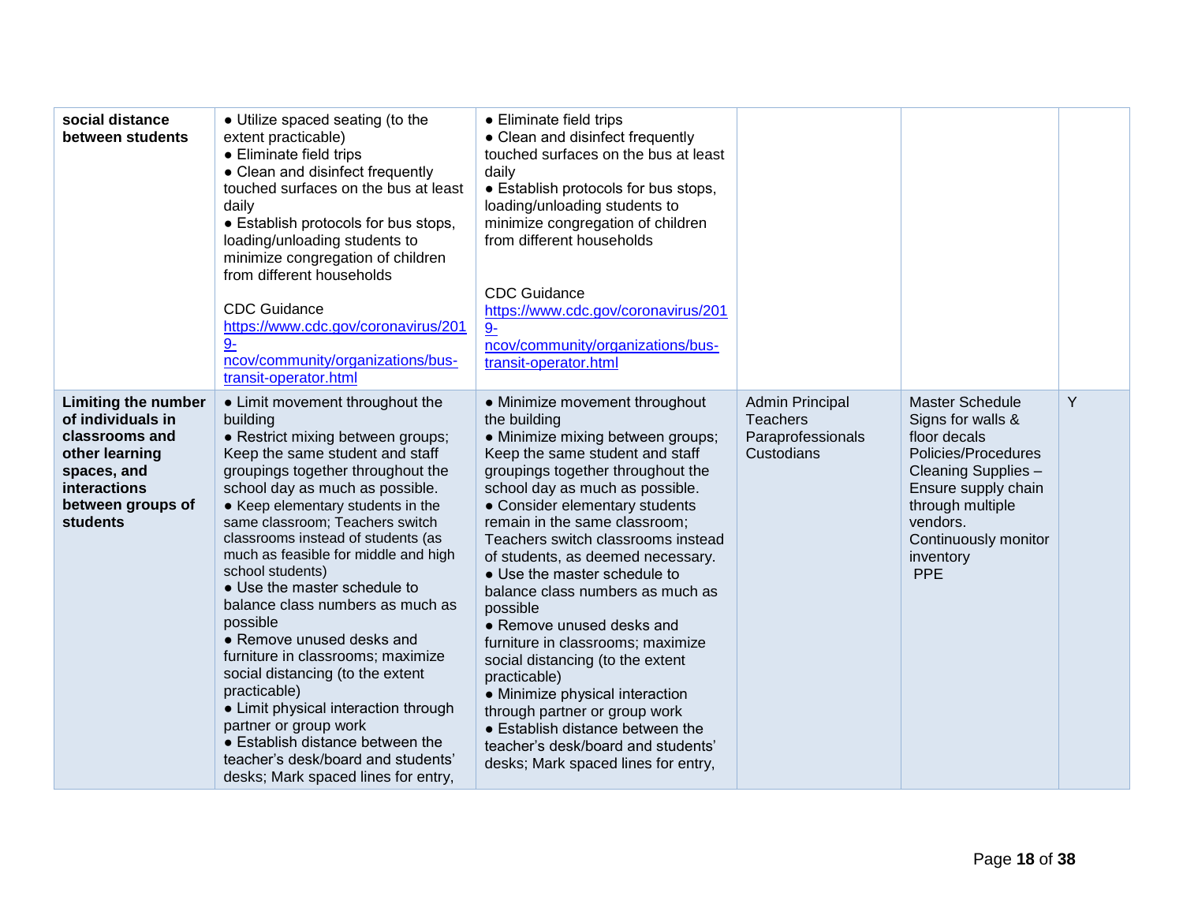| | | | | | |
|---|---|---|---|---|---|
| **social distance between students** | ● Utilize spaced seating (to the extent practicable)<br>● Eliminate field trips<br>● Clean and disinfect frequently touched surfaces on the bus at least daily<br>● Establish protocols for bus stops, loading/unloading students to minimize congregation of children from different households<br><br>CDC Guidance<br>https://www.cdc.gov/coronavirus/2019-ncov/community/organizations/bus-transit-operator.html | ● Eliminate field trips<br>● Clean and disinfect frequently touched surfaces on the bus at least daily<br>● Establish protocols for bus stops, loading/unloading students to minimize congregation of children from different households<br><br>CDC Guidance<br>https://www.cdc.gov/coronavirus/2019-ncov/community/organizations/bus-transit-operator.html | | | |
| **Limiting the number of individuals in classrooms and other learning spaces, and interactions between groups of students** | ● Limit movement throughout the building<br>● Restrict mixing between groups; Keep the same student and staff groupings together throughout the school day as much as possible.<br>● Keep elementary students in the same classroom; Teachers switch classrooms instead of students (as much as feasible for middle and high school students)<br>● Use the master schedule to balance class numbers as much as possible<br>● Remove unused desks and furniture in classrooms; maximize social distancing (to the extent practicable)<br>● Limit physical interaction through partner or group work<br>● Establish distance between the teacher's desk/board and students' desks; Mark spaced lines for entry, | ● Minimize movement throughout the building<br>● Minimize mixing between groups; Keep the same student and staff groupings together throughout the school day as much as possible.<br>● Consider elementary students remain in the same classroom; Teachers switch classrooms instead of students, as deemed necessary.<br>● Use the master schedule to balance class numbers as much as possible<br>● Remove unused desks and furniture in classrooms; maximize social distancing (to the extent practicable)<br>● Minimize physical interaction through partner or group work<br>● Establish distance between the teacher's desk/board and students' desks; Mark spaced lines for entry, | Admin Principal<br>Teachers<br>Paraprofessionals<br>Custodians | Master Schedule<br>Signs for walls & floor decals<br>Policies/Procedures<br>Cleaning Supplies – Ensure supply chain through multiple vendors.<br>Continuously monitor inventory<br>PPE | Y |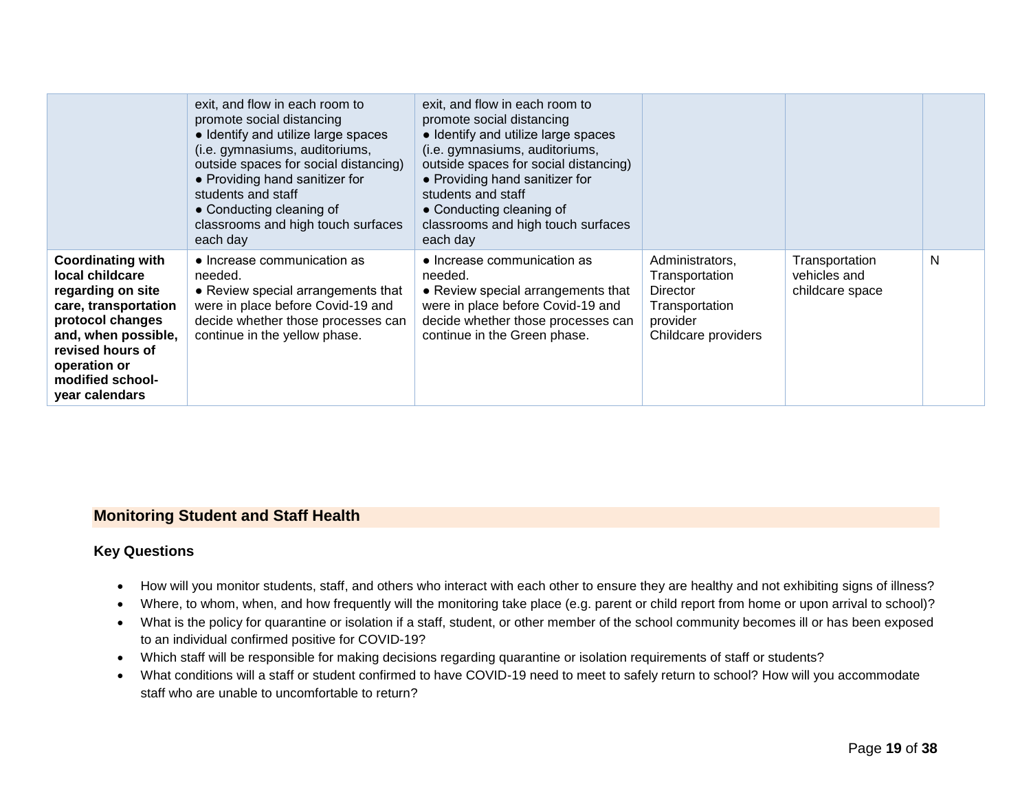| | | | | | |
|---|---|---|---|---|---|
| | exit, and flow in each room to promote social distancing<br>● Identify and utilize large spaces (i.e. gymnasiums, auditoriums, outside spaces for social distancing)<br>● Providing hand sanitizer for students and staff<br>● Conducting cleaning of classrooms and high touch surfaces each day | exit, and flow in each room to promote social distancing<br>● Identify and utilize large spaces (i.e. gymnasiums, auditoriums, outside spaces for social distancing)<br>● Providing hand sanitizer for students and staff<br>● Conducting cleaning of classrooms and high touch surfaces each day | | | |
| **Coordinating with local childcare regarding on site care, transportation protocol changes and, when possible, revised hours of operation or modified school-year calendars** | ● Increase communication as needed.<br>● Review special arrangements that were in place before Covid-19 and decide whether those processes can continue in the yellow phase. | ● Increase communication as needed.<br>● Review special arrangements that were in place before Covid-19 and decide whether those processes can continue in the Green phase. | Administrators, Transportation Director Transportation provider Childcare providers | Transportation vehicles and childcare space | N |

## Monitoring Student and Staff Health

### Key Questions

- How will you monitor students, staff, and others who interact with each other to ensure they are healthy and not exhibiting signs of illness?
- Where, to whom, when, and how frequently will the monitoring take place (e.g. parent or child report from home or upon arrival to school)?
- What is the policy for quarantine or isolation if a staff, student, or other member of the school community becomes ill or has been exposed to an individual confirmed positive for COVID-19?
- Which staff will be responsible for making decisions regarding quarantine or isolation requirements of staff or students?
- What conditions will a staff or student confirmed to have COVID-19 need to meet to safely return to school? How will you accommodate staff who are unable to uncomfortable to return?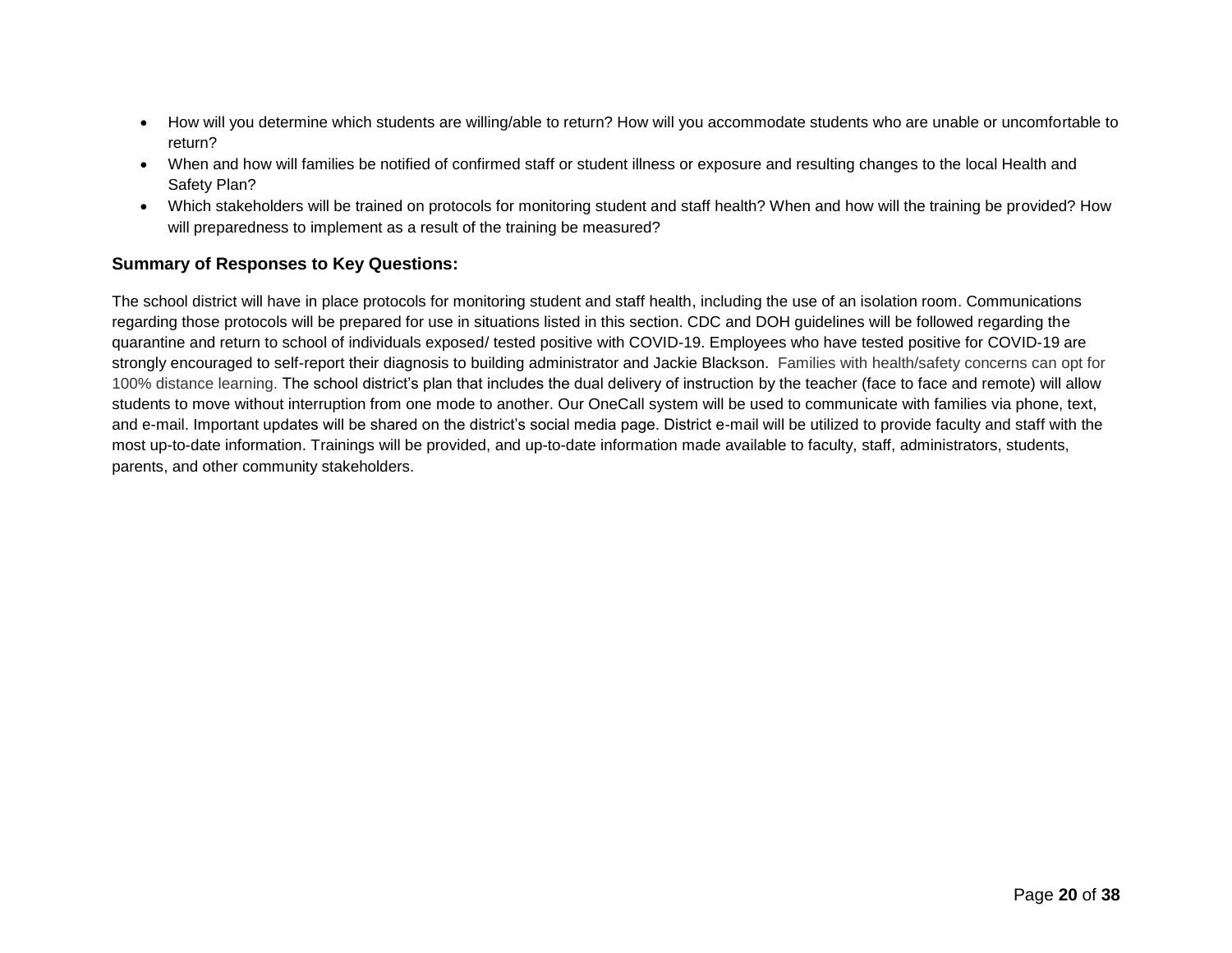- How will you determine which students are willing/able to return? How will you accommodate students who are unable or uncomfortable to return?
- When and how will families be notified of confirmed staff or student illness or exposure and resulting changes to the local Health and Safety Plan?
- Which stakeholders will be trained on protocols for monitoring student and staff health? When and how will the training be provided? How will preparedness to implement as a result of the training be measured?

**Summary of Responses to Key Questions:**

The school district will have in place protocols for monitoring student and staff health, including the use of an isolation room. Communications regarding those protocols will be prepared for use in situations listed in this section. CDC and DOH guidelines will be followed regarding the quarantine and return to school of individuals exposed/ tested positive with COVID-19. Employees who have tested positive for COVID-19 are strongly encouraged to self-report their diagnosis to building administrator and Jackie Blackson. Families with health/safety concerns can opt for 100% distance learning. The school district's plan that includes the dual delivery of instruction by the teacher (face to face and remote) will allow students to move without interruption from one mode to another. Our OneCall system will be used to communicate with families via phone, text, and e-mail. Important updates will be shared on the district's social media page. District e-mail will be utilized to provide faculty and staff with the most up-to-date information. Trainings will be provided, and up-to-date information made available to faculty, staff, administrators, students, parents, and other community stakeholders.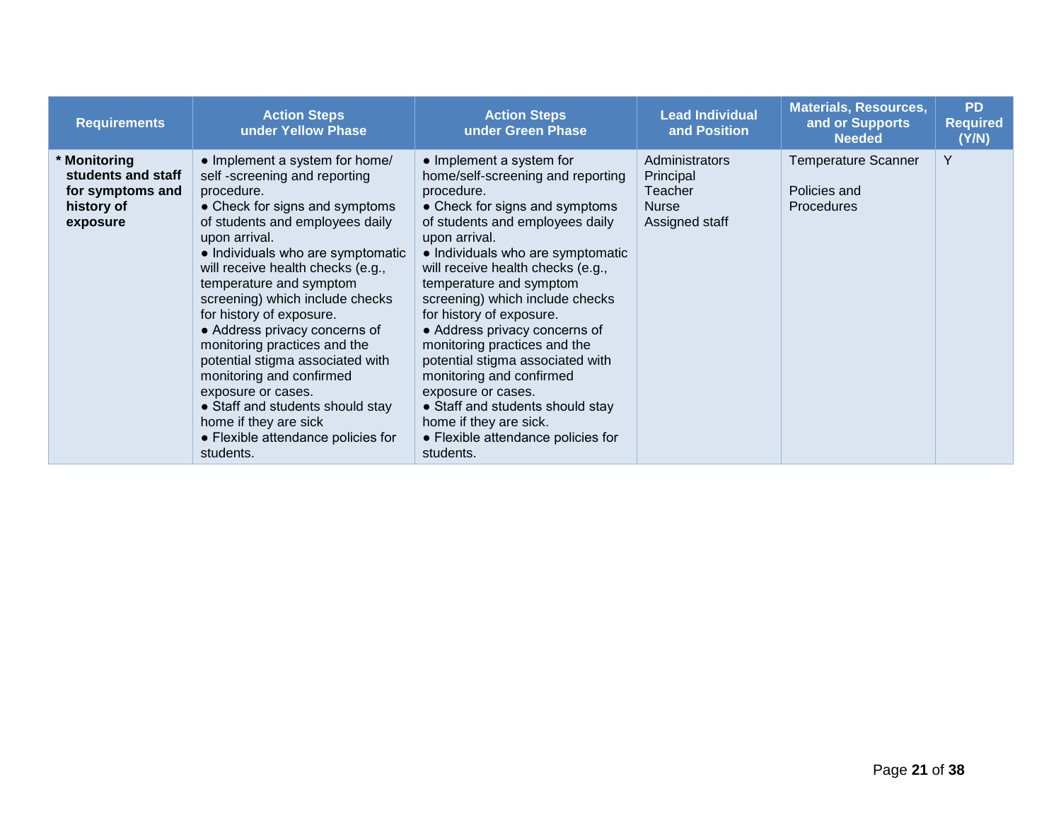| Requirements | Action Steps under Yellow Phase | Action Steps under Green Phase | Lead Individual and Position | Materials, Resources, and or Supports Needed | PD Required (Y/N) |
| --- | --- | --- | --- | --- | --- |
| **\* Monitoring students and staff for symptoms and history of exposure** | ● Implement a system for home/ self -screening and reporting procedure.<br>● Check for signs and symptoms of students and employees daily upon arrival.<br>● Individuals who are symptomatic will receive health checks (e.g., temperature and symptom screening) which include checks for history of exposure.<br>● Address privacy concerns of monitoring practices and the potential stigma associated with monitoring and confirmed exposure or cases.<br>● Staff and students should stay home if they are sick<br>● Flexible attendance policies for students. | ● Implement a system for home/self-screening and reporting procedure.<br>● Check for signs and symptoms of students and employees daily upon arrival.<br>● Individuals who are symptomatic will receive health checks (e.g., temperature and symptom screening) which include checks for history of exposure.<br>● Address privacy concerns of monitoring practices and the potential stigma associated with monitoring and confirmed exposure or cases.<br>● Staff and students should stay home if they are sick.<br>● Flexible attendance policies for students. | Administrators<br>Principal<br>Teacher<br>Nurse<br>Assigned staff | Temperature Scanner<br><br>Policies and Procedures | Y |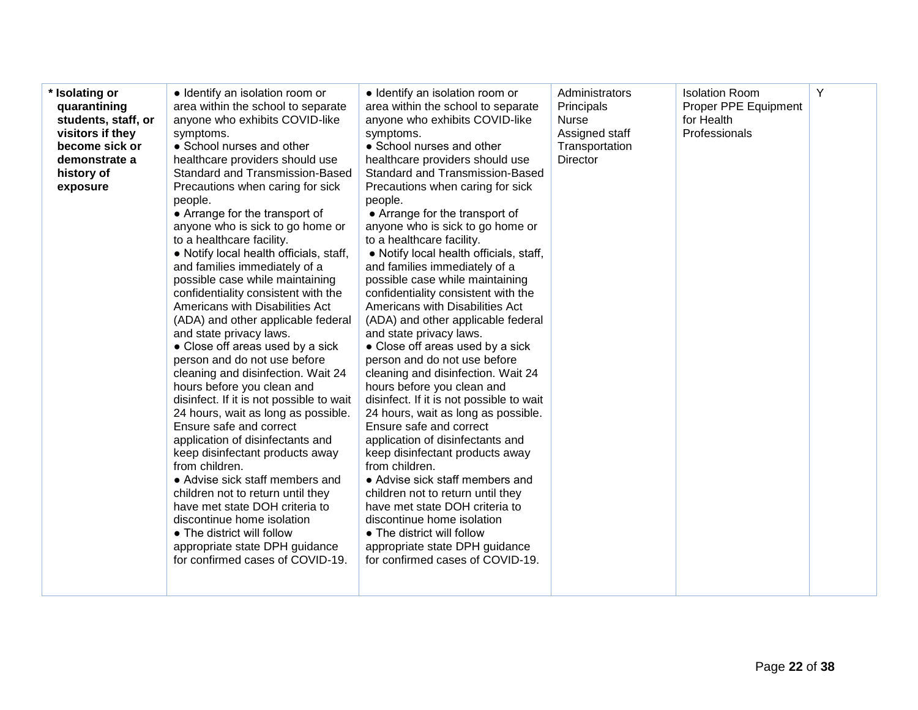| * **Isolating or quarantining students, staff, or visitors if they become sick or demonstrate a history of exposure** | ● Identify an isolation room or area within the school to separate anyone who exhibits COVID-like symptoms.<br>● School nurses and other healthcare providers should use Standard and Transmission-Based Precautions when caring for sick people.<br>● Arrange for the transport of anyone who is sick to go home or to a healthcare facility.<br>● Notify local health officials, staff, and families immediately of a possible case while maintaining confidentiality consistent with the Americans with Disabilities Act (ADA) and other applicable federal and state privacy laws.<br>● Close off areas used by a sick person and do not use before cleaning and disinfection. Wait 24 hours before you clean and disinfect. If it is not possible to wait 24 hours, wait as long as possible. Ensure safe and correct application of disinfectants and keep disinfectant products away from children.<br>● Advise sick staff members and children not to return until they have met state DOH criteria to discontinue home isolation<br>● The district will follow appropriate state DPH guidance for confirmed cases of COVID-19. | ● Identify an isolation room or area within the school to separate anyone who exhibits COVID-like symptoms.<br>● School nurses and other healthcare providers should use Standard and Transmission-Based Precautions when caring for sick people.<br>● Arrange for the transport of anyone who is sick to go home or to a healthcare facility.<br>● Notify local health officials, staff, and families immediately of a possible case while maintaining confidentiality consistent with the Americans with Disabilities Act (ADA) and other applicable federal and state privacy laws.<br>● Close off areas used by a sick person and do not use before cleaning and disinfection. Wait 24 hours before you clean and disinfect. If it is not possible to wait 24 hours, wait as long as possible. Ensure safe and correct application of disinfectants and keep disinfectant products away from children.<br>● Advise sick staff members and children not to return until they have met state DOH criteria to discontinue home isolation<br>● The district will follow appropriate state DPH guidance for confirmed cases of COVID-19. | Administrators<br>Principals<br>Nurse<br>Assigned staff<br>Transportation Director | Isolation Room<br>Proper PPE Equipment for Health Professionals | Y |
|---|---|---|---|---|---|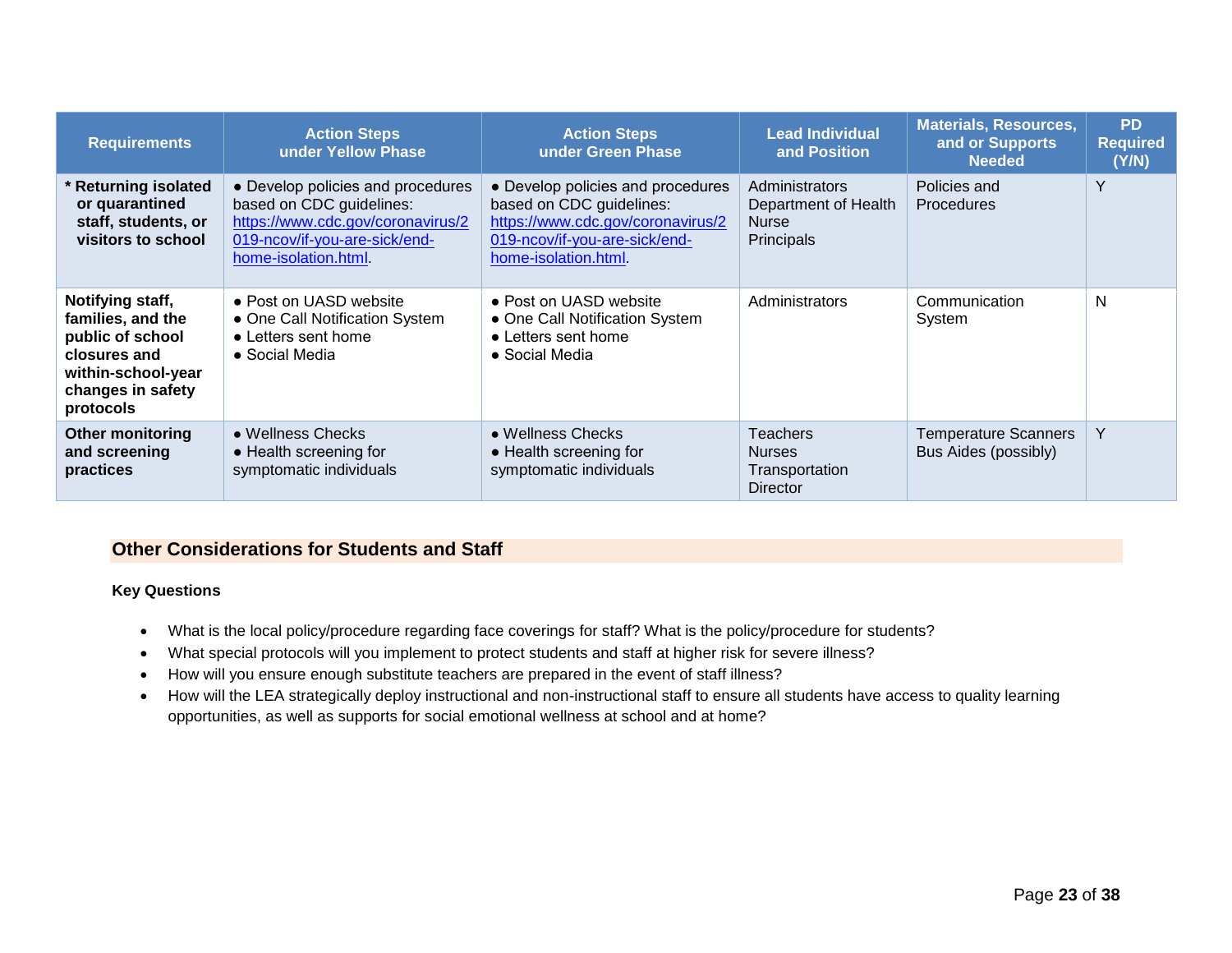| Requirements | Action Steps under Yellow Phase | Action Steps under Green Phase | Lead Individual and Position | Materials, Resources, and or Supports Needed | PD Required (Y/N) |
|---|---|---|---|---|---|
| **\* Returning isolated or quarantined staff, students, or visitors to school** | ● Develop policies and procedures based on CDC guidelines: https://www.cdc.gov/coronavirus/2019-ncov/if-you-are-sick/end-home-isolation.html. | ● Develop policies and procedures based on CDC guidelines: https://www.cdc.gov/coronavirus/2019-ncov/if-you-are-sick/end-home-isolation.html. | Administrators<br>Department of Health Nurse<br>Principals | Policies and Procedures | Y |
| **Notifying staff, families, and the public of school closures and within-school-year changes in safety protocols** | ● Post on UASD website<br>● One Call Notification System<br>● Letters sent home<br>● Social Media | ● Post on UASD website<br>● One Call Notification System<br>● Letters sent home<br>● Social Media | Administrators | Communication System | N |
| **Other monitoring and screening practices** | ● Wellness Checks<br>● Health screening for symptomatic individuals | ● Wellness Checks<br>● Health screening for symptomatic individuals | Teachers<br>Nurses<br>Transportation Director | Temperature Scanners<br>Bus Aides (possibly) | Y |

## Other Considerations for Students and Staff

**Key Questions**

- What is the local policy/procedure regarding face coverings for staff? What is the policy/procedure for students?
- What special protocols will you implement to protect students and staff at higher risk for severe illness?
- How will you ensure enough substitute teachers are prepared in the event of staff illness?
- How will the LEA strategically deploy instructional and non-instructional staff to ensure all students have access to quality learning opportunities, as well as supports for social emotional wellness at school and at home?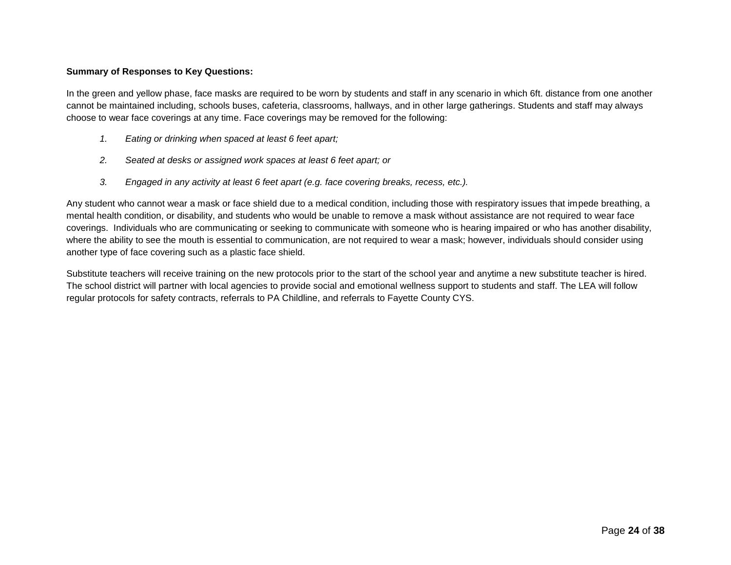**Summary of Responses to Key Questions:**

In the green and yellow phase, face masks are required to be worn by students and staff in any scenario in which 6ft. distance from one another cannot be maintained including, schools buses, cafeteria, classrooms, hallways, and in other large gatherings. Students and staff may always choose to wear face coverings at any time. Face coverings may be removed for the following:

1. *Eating or drinking when spaced at least 6 feet apart;*
2. *Seated at desks or assigned work spaces at least 6 feet apart; or*
3. *Engaged in any activity at least 6 feet apart (e.g. face covering breaks, recess, etc.).*

Any student who cannot wear a mask or face shield due to a medical condition, including those with respiratory issues that impede breathing, a mental health condition, or disability, and students who would be unable to remove a mask without assistance are not required to wear face coverings. Individuals who are communicating or seeking to communicate with someone who is hearing impaired or who has another disability, where the ability to see the mouth is essential to communication, are not required to wear a mask; however, individuals should consider using another type of face covering such as a plastic face shield.

Substitute teachers will receive training on the new protocols prior to the start of the school year and anytime a new substitute teacher is hired. The school district will partner with local agencies to provide social and emotional wellness support to students and staff. The LEA will follow regular protocols for safety contracts, referrals to PA Childline, and referrals to Fayette County CYS.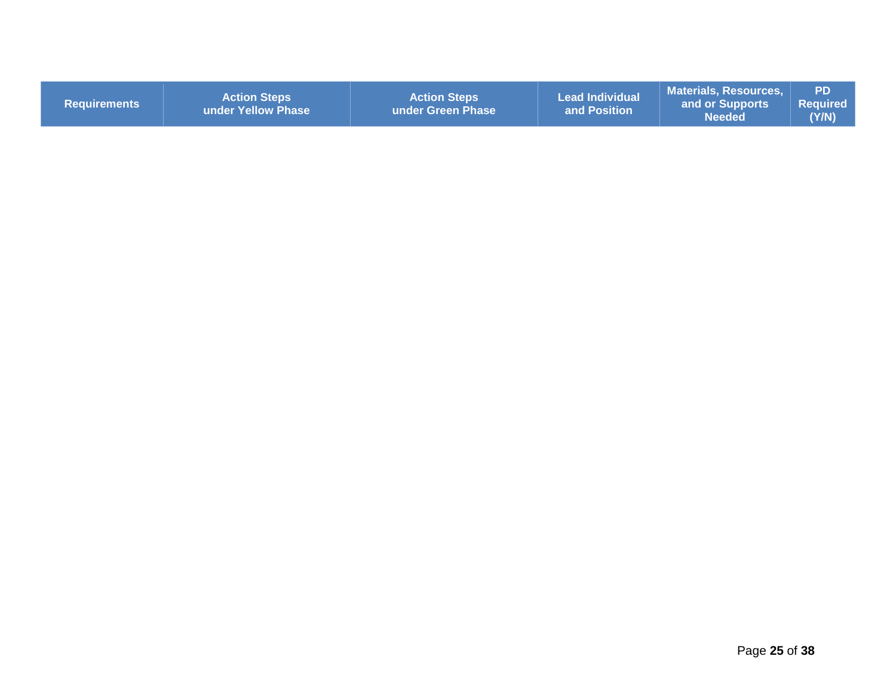| Requirements | Action Steps under Yellow Phase | Action Steps under Green Phase | Lead Individual and Position | Materials, Resources, and or Supports Needed | PD Required (Y/N) |
| --- | --- | --- | --- | --- | --- |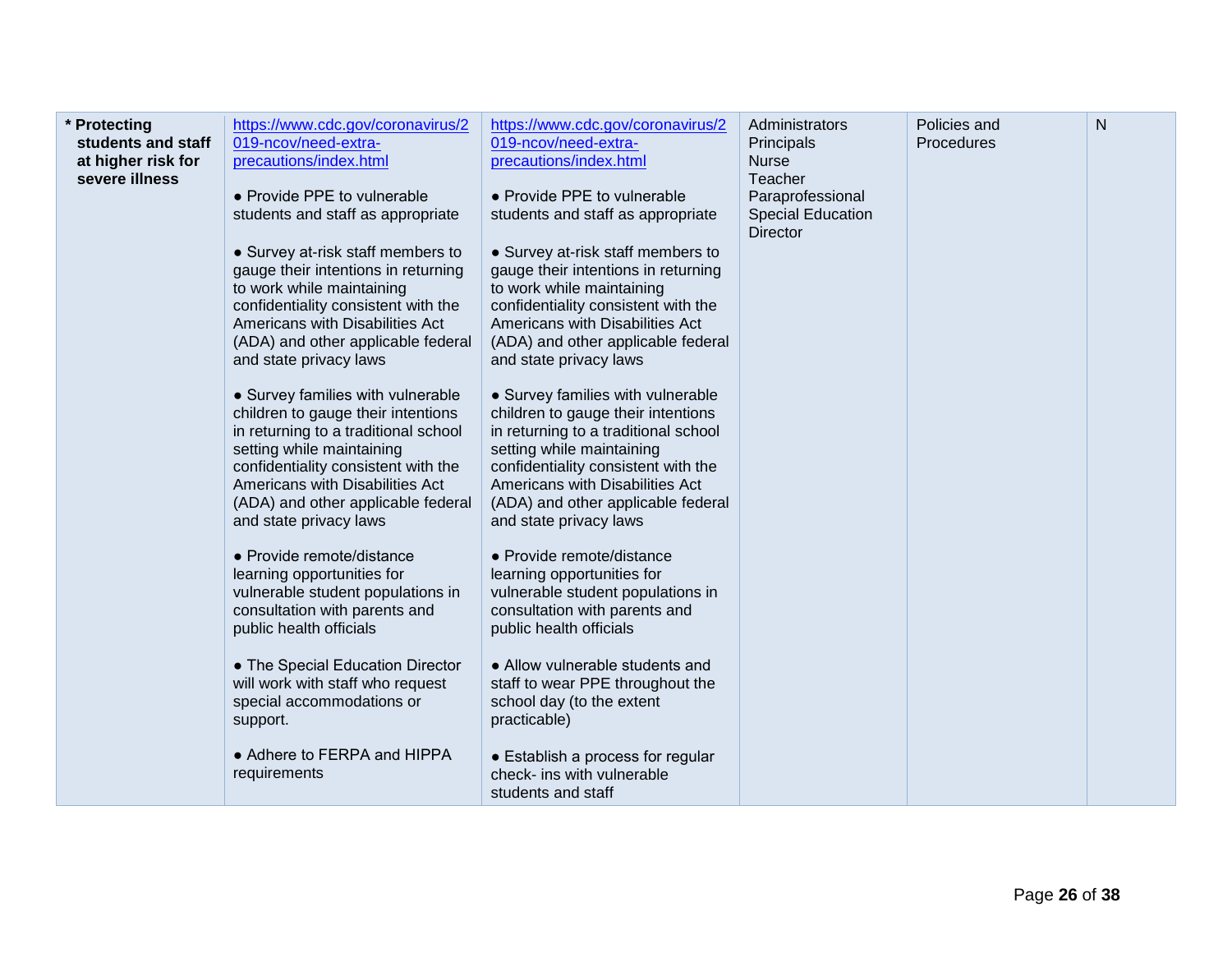| * Protecting students and staff at higher risk for severe illness | https://www.cdc.gov/coronavirus/2019-ncov/need-extra-precautions/index.html<br><br>● Provide PPE to vulnerable students and staff as appropriate<br><br>● Survey at-risk staff members to gauge their intentions in returning to work while maintaining confidentiality consistent with the Americans with Disabilities Act (ADA) and other applicable federal and state privacy laws<br><br>● Survey families with vulnerable children to gauge their intentions in returning to a traditional school setting while maintaining confidentiality consistent with the Americans with Disabilities Act (ADA) and other applicable federal and state privacy laws<br><br>● Provide remote/distance learning opportunities for vulnerable student populations in consultation with parents and public health officials<br><br>● The Special Education Director will work with staff who request special accommodations or support.<br><br>● Adhere to FERPA and HIPPA requirements | https://www.cdc.gov/coronavirus/2019-ncov/need-extra-precautions/index.html<br><br>● Provide PPE to vulnerable students and staff as appropriate<br><br>● Survey at-risk staff members to gauge their intentions in returning to work while maintaining confidentiality consistent with the Americans with Disabilities Act (ADA) and other applicable federal and state privacy laws<br><br>● Survey families with vulnerable children to gauge their intentions in returning to a traditional school setting while maintaining confidentiality consistent with the Americans with Disabilities Act (ADA) and other applicable federal and state privacy laws<br><br>● Provide remote/distance learning opportunities for vulnerable student populations in consultation with parents and public health officials<br><br>● Allow vulnerable students and staff to wear PPE throughout the school day (to the extent practicable)<br><br>● Establish a process for regular check- ins with vulnerable students and staff | Administrators<br>Principals<br>Nurse<br>Teacher<br>Paraprofessional<br>Special Education Director | Policies and Procedures | N |
|---|---|---|---|---|---|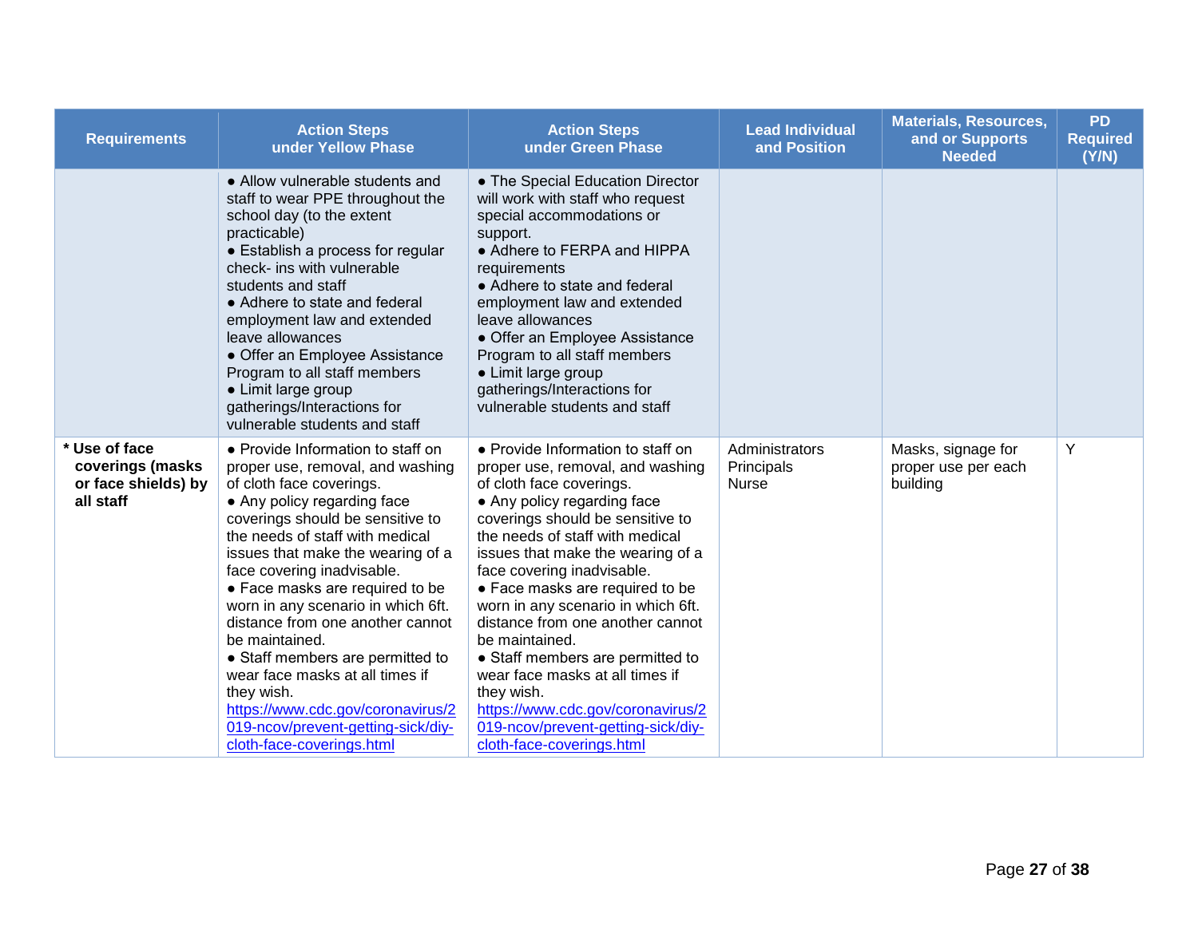| Requirements | Action Steps under Yellow Phase | Action Steps under Green Phase | Lead Individual and Position | Materials, Resources, and or Supports Needed | PD Required (Y/N) |
|---|---|---|---|---|---|
| | ● Allow vulnerable students and staff to wear PPE throughout the school day (to the extent practicable)<br>● Establish a process for regular check- ins with vulnerable students and staff<br>● Adhere to state and federal employment law and extended leave allowances<br>● Offer an Employee Assistance Program to all staff members<br>● Limit large group gatherings/Interactions for vulnerable students and staff | ● The Special Education Director will work with staff who request special accommodations or support.<br>● Adhere to FERPA and HIPPA requirements<br>● Adhere to state and federal employment law and extended leave allowances<br>● Offer an Employee Assistance Program to all staff members<br>● Limit large group gatherings/Interactions for vulnerable students and staff | | | |
| **\* Use of face coverings (masks or face shields) by all staff** | ● Provide Information to staff on proper use, removal, and washing of cloth face coverings.<br>● Any policy regarding face coverings should be sensitive to the needs of staff with medical issues that make the wearing of a face covering inadvisable.<br>● Face masks are required to be worn in any scenario in which 6ft. distance from one another cannot be maintained.<br>● Staff members are permitted to wear face masks at all times if they wish.<br>https://www.cdc.gov/coronavirus/2019-ncov/prevent-getting-sick/diy-cloth-face-coverings.html | ● Provide Information to staff on proper use, removal, and washing of cloth face coverings.<br>● Any policy regarding face coverings should be sensitive to the needs of staff with medical issues that make the wearing of a face covering inadvisable.<br>● Face masks are required to be worn in any scenario in which 6ft. distance from one another cannot be maintained.<br>● Staff members are permitted to wear face masks at all times if they wish.<br>https://www.cdc.gov/coronavirus/2019-ncov/prevent-getting-sick/diy-cloth-face-coverings.html | Administrators<br>Principals<br>Nurse | Masks, signage for proper use per each building | Y |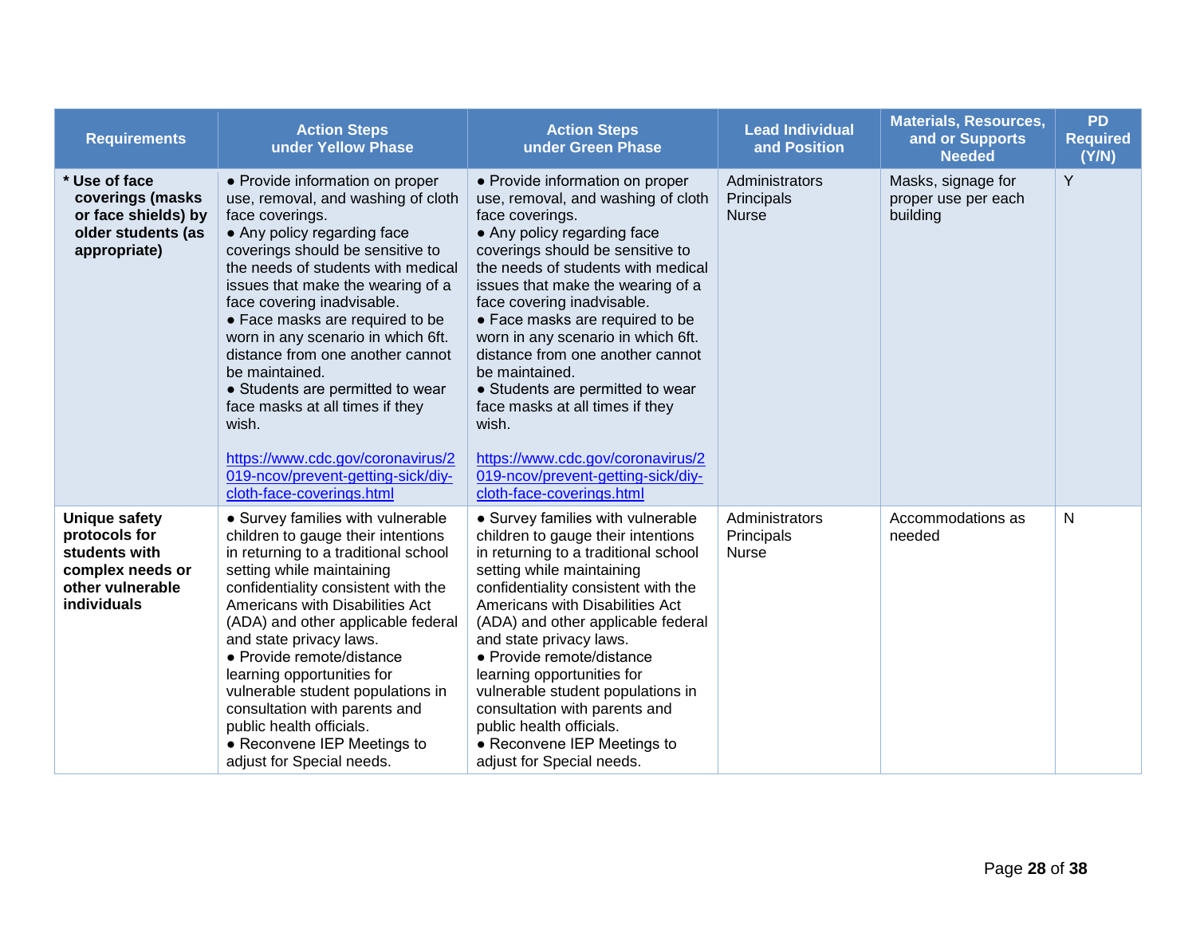| Requirements | Action Steps under Yellow Phase | Action Steps under Green Phase | Lead Individual and Position | Materials, Resources, and or Supports Needed | PD Required (Y/N) |
|---|---|---|---|---|---|
| **\* Use of face coverings (masks or face shields) by older students (as appropriate)** | ● Provide information on proper use, removal, and washing of cloth face coverings.<br>● Any policy regarding face coverings should be sensitive to the needs of students with medical issues that make the wearing of a face covering inadvisable.<br>● Face masks are required to be worn in any scenario in which 6ft. distance from one another cannot be maintained.<br>● Students are permitted to wear face masks at all times if they wish.<br><br>https://www.cdc.gov/coronavirus/2019-ncov/prevent-getting-sick/diy-cloth-face-coverings.html | ● Provide information on proper use, removal, and washing of cloth face coverings.<br>● Any policy regarding face coverings should be sensitive to the needs of students with medical issues that make the wearing of a face covering inadvisable.<br>● Face masks are required to be worn in any scenario in which 6ft. distance from one another cannot be maintained.<br>● Students are permitted to wear face masks at all times if they wish.<br><br>https://www.cdc.gov/coronavirus/2019-ncov/prevent-getting-sick/diy-cloth-face-coverings.html | Administrators<br>Principals<br>Nurse | Masks, signage for proper use per each building | Y |
| **Unique safety protocols for students with complex needs or other vulnerable individuals** | ● Survey families with vulnerable children to gauge their intentions in returning to a traditional school setting while maintaining confidentiality consistent with the Americans with Disabilities Act (ADA) and other applicable federal and state privacy laws.<br>● Provide remote/distance learning opportunities for vulnerable student populations in consultation with parents and public health officials.<br>● Reconvene IEP Meetings to adjust for Special needs. | ● Survey families with vulnerable children to gauge their intentions in returning to a traditional school setting while maintaining confidentiality consistent with the Americans with Disabilities Act (ADA) and other applicable federal and state privacy laws.<br>● Provide remote/distance learning opportunities for vulnerable student populations in consultation with parents and public health officials.<br>● Reconvene IEP Meetings to adjust for Special needs. | Administrators<br>Principals<br>Nurse | Accommodations as needed | N |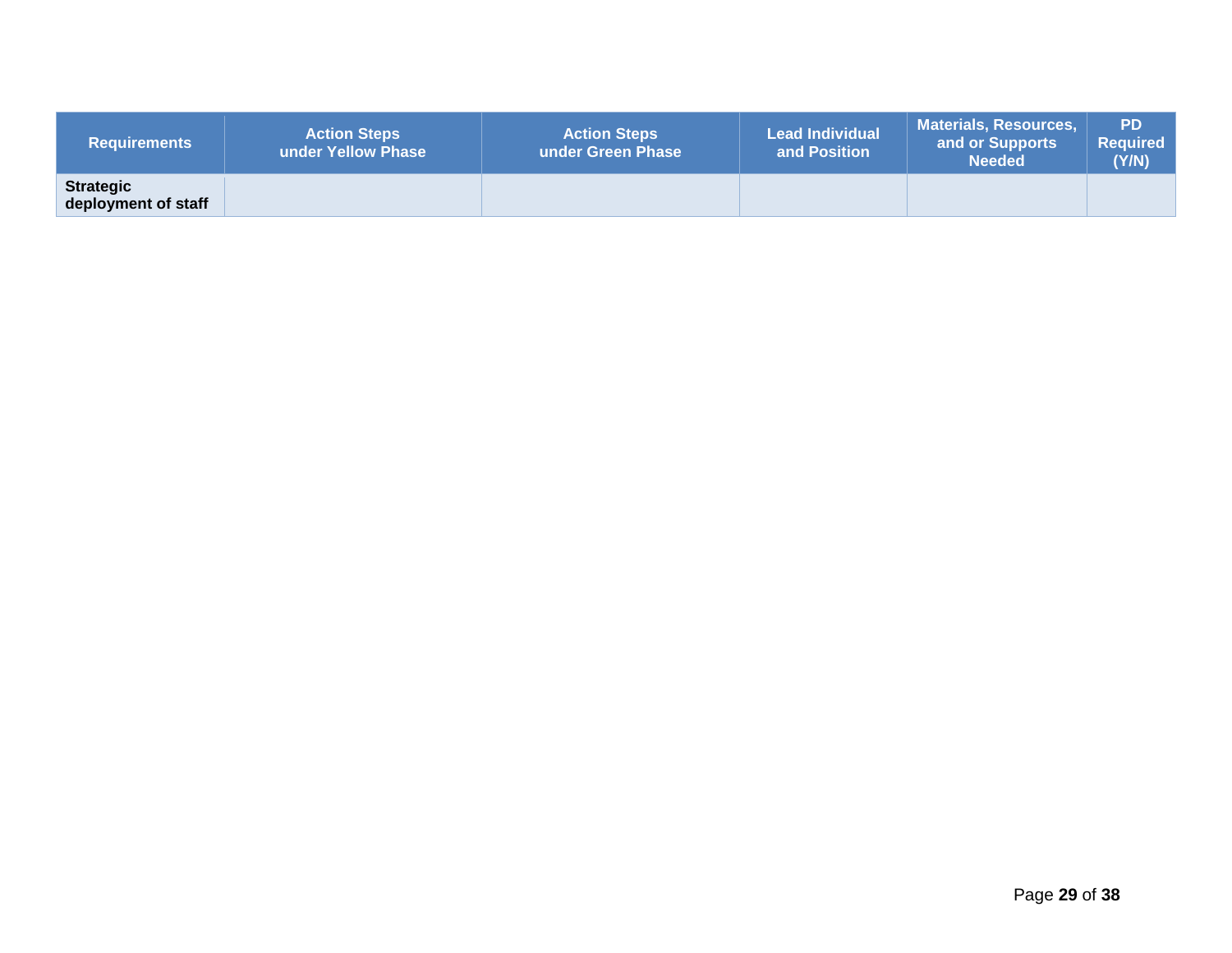| Requirements | Action Steps under Yellow Phase | Action Steps under Green Phase | Lead Individual and Position | Materials, Resources, and or Supports Needed | PD Required (Y/N) |
|---|---|---|---|---|---|
| **Strategic deployment of staff** | | | | | |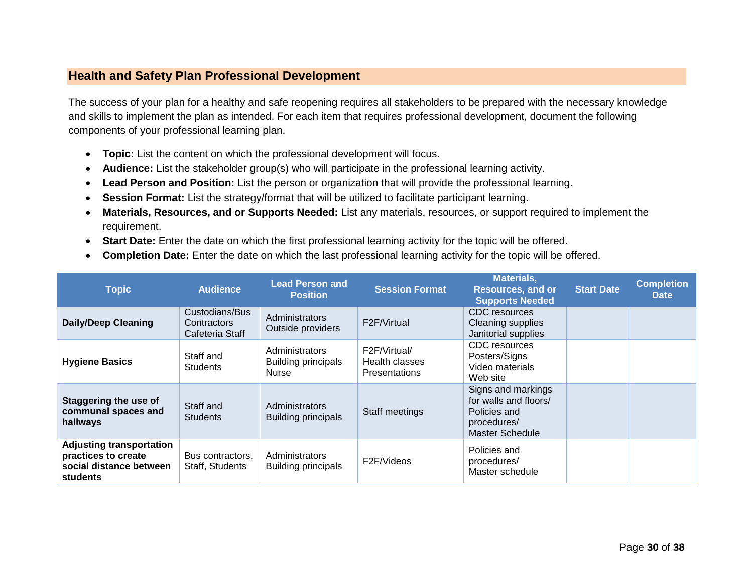## Health and Safety Plan Professional Development

The success of your plan for a healthy and safe reopening requires all stakeholders to be prepared with the necessary knowledge and skills to implement the plan as intended. For each item that requires professional development, document the following components of your professional learning plan.

- **Topic:** List the content on which the professional development will focus.
- **Audience:** List the stakeholder group(s) who will participate in the professional learning activity.
- **Lead Person and Position:** List the person or organization that will provide the professional learning.
- **Session Format:** List the strategy/format that will be utilized to facilitate participant learning.
- **Materials, Resources, and or Supports Needed:** List any materials, resources, or support required to implement the requirement.
- **Start Date:** Enter the date on which the first professional learning activity for the topic will be offered.
- **Completion Date:** Enter the date on which the last professional learning activity for the topic will be offered.

| Topic | Audience | Lead Person and Position | Session Format | Materials, Resources, and or Supports Needed | Start Date | Completion Date |
|---|---|---|---|---|---|---|
| **Daily/Deep Cleaning** | Custodians/Bus Contractors Cafeteria Staff | Administrators Outside providers | F2F/Virtual | CDC resources Cleaning supplies Janitorial supplies | | |
| **Hygiene Basics** | Staff and Students | Administrators Building principals Nurse | F2F/Virtual/ Health classes Presentations | CDC resources Posters/Signs Video materials Web site | | |
| **Staggering the use of communal spaces and hallways** | Staff and Students | Administrators Building principals | Staff meetings | Signs and markings for walls and floors/ Policies and procedures/ Master Schedule | | |
| **Adjusting transportation practices to create social distance between students** | Bus contractors, Staff, Students | Administrators Building principals | F2F/Videos | Policies and procedures/ Master schedule | | |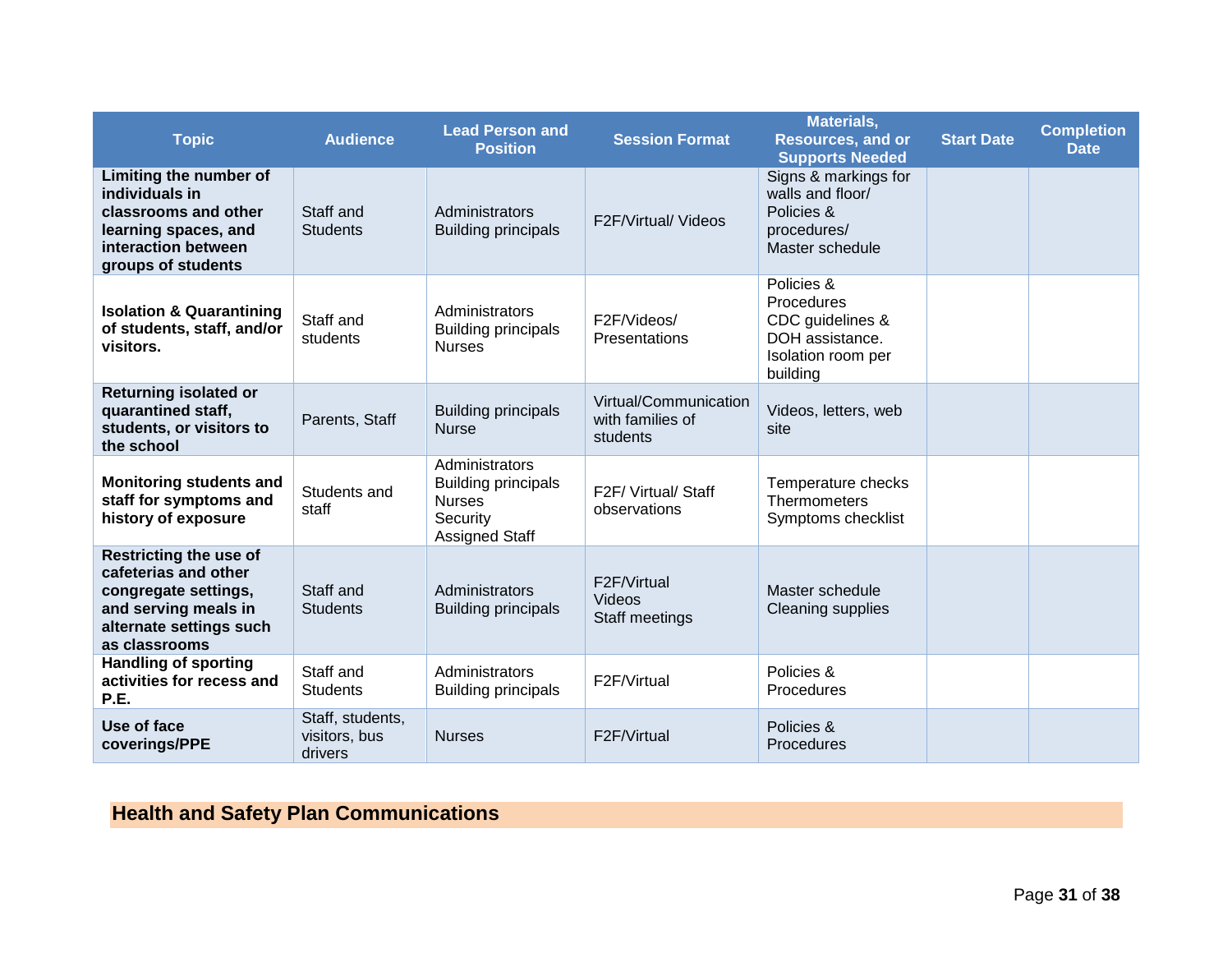| Topic | Audience | Lead Person and Position | Session Format | Materials, Resources, and or Supports Needed | Start Date | Completion Date |
|---|---|---|---|---|---|---|
| **Limiting the number of individuals in classrooms and other learning spaces, and interaction between groups of students** | Staff and Students | Administrators<br>Building principals | F2F/Virtual/ Videos | Signs & markings for walls and floor/<br>Policies & procedures/<br>Master schedule | | |
| **Isolation & Quarantining of students, staff, and/or visitors.** | Staff and students | Administrators<br>Building principals<br>Nurses | F2F/Videos/<br>Presentations | Policies & Procedures<br>CDC guidelines & DOH assistance.<br>Isolation room per building | | |
| **Returning isolated or quarantined staff, students, or visitors to the school** | Parents, Staff | Building principals<br>Nurse | Virtual/Communication with families of students | Videos, letters, web site | | |
| **Monitoring students and staff for symptoms and history of exposure** | Students and staff | Administrators<br>Building principals<br>Nurses<br>Security<br>Assigned Staff | F2F/ Virtual/ Staff observations | Temperature checks<br>Thermometers<br>Symptoms checklist | | |
| **Restricting the use of cafeterias and other congregate settings, and serving meals in alternate settings such as classrooms** | Staff and Students | Administrators<br>Building principals | F2F/Virtual<br>Videos<br>Staff meetings | Master schedule<br>Cleaning supplies | | |
| **Handling of sporting activities for recess and P.E.** | Staff and Students | Administrators<br>Building principals | F2F/Virtual | Policies & Procedures | | |
| **Use of face coverings/PPE** | Staff, students, visitors, bus drivers | Nurses | F2F/Virtual | Policies & Procedures | | |

## Health and Safety Plan Communications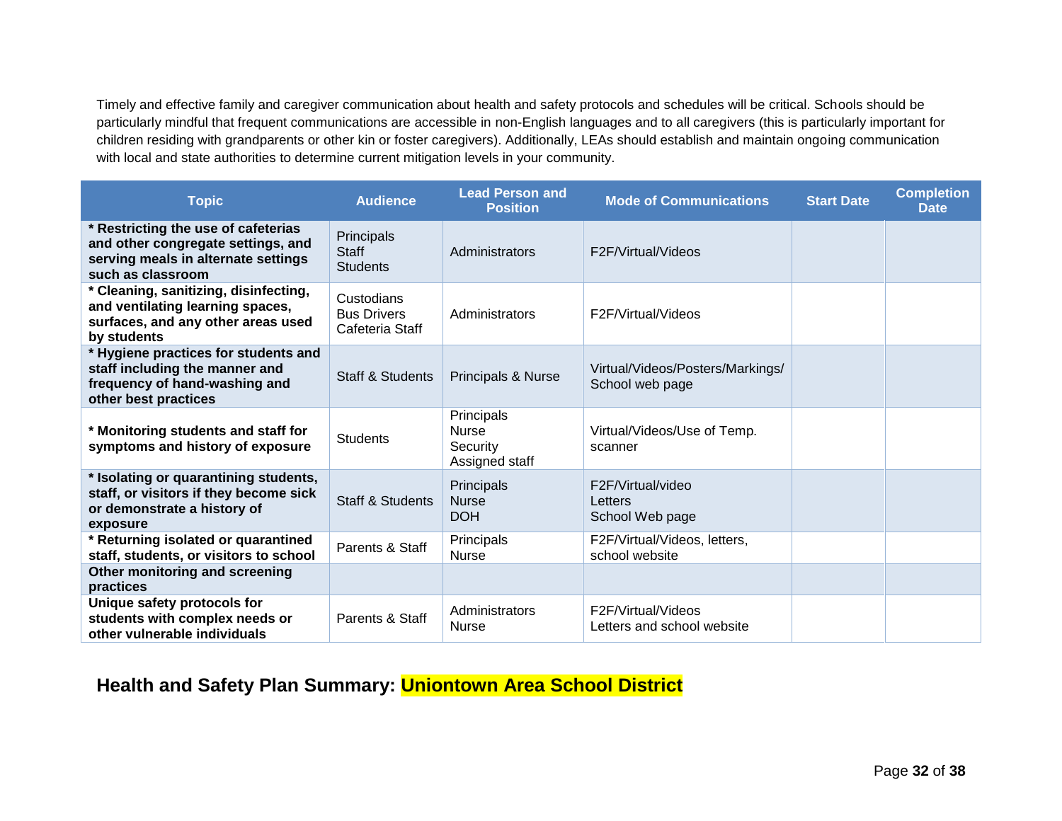Timely and effective family and caregiver communication about health and safety protocols and schedules will be critical. Schools should be particularly mindful that frequent communications are accessible in non-English languages and to all caregivers (this is particularly important for children residing with grandparents or other kin or foster caregivers). Additionally, LEAs should establish and maintain ongoing communication with local and state authorities to determine current mitigation levels in your community.

| Topic | Audience | Lead Person and Position | Mode of Communications | Start Date | Completion Date |
|---|---|---|---|---|---|
| **\* Restricting the use of cafeterias and other congregate settings, and serving meals in alternate settings such as classroom** | Principals<br>Staff<br>Students | Administrators | F2F/Virtual/Videos | | |
| **\* Cleaning, sanitizing, disinfecting, and ventilating learning spaces, surfaces, and any other areas used by students** | Custodians<br>Bus Drivers<br>Cafeteria Staff | Administrators | F2F/Virtual/Videos | | |
| **\* Hygiene practices for students and staff including the manner and frequency of hand-washing and other best practices** | Staff & Students | Principals & Nurse | Virtual/Videos/Posters/Markings/ School web page | | |
| **\* Monitoring students and staff for symptoms and history of exposure** | Students | Principals<br>Nurse<br>Security<br>Assigned staff | Virtual/Videos/Use of Temp. scanner | | |
| **\* Isolating or quarantining students, staff, or visitors if they become sick or demonstrate a history of exposure** | Staff & Students | Principals<br>Nurse<br>DOH | F2F/Virtual/video<br>Letters<br>School Web page | | |
| **\* Returning isolated or quarantined staff, students, or visitors to school** | Parents & Staff | Principals<br>Nurse | F2F/Virtual/Videos, letters, school website | | |
| **Other monitoring and screening practices** | | | | | |
| **Unique safety protocols for students with complex needs or other vulnerable individuals** | Parents & Staff | Administrators<br>Nurse | F2F/Virtual/Videos<br>Letters and school website | | |

## Health and Safety Plan Summary: Uniontown Area School District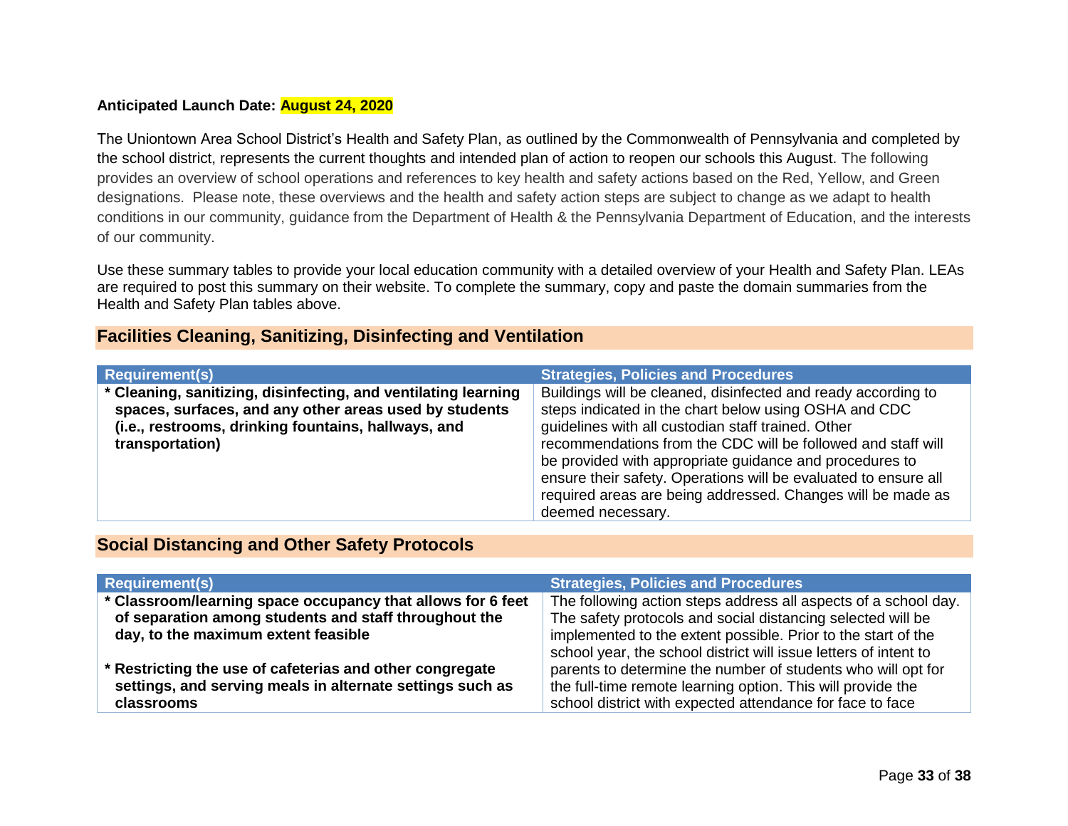**Anticipated Launch Date: August 24, 2020**

The Uniontown Area School District's Health and Safety Plan, as outlined by the Commonwealth of Pennsylvania and completed by the school district, represents the current thoughts and intended plan of action to reopen our schools this August. The following provides an overview of school operations and references to key health and safety actions based on the Red, Yellow, and Green designations. Please note, these overviews and the health and safety action steps are subject to change as we adapt to health conditions in our community, guidance from the Department of Health & the Pennsylvania Department of Education, and the interests of our community.

Use these summary tables to provide your local education community with a detailed overview of your Health and Safety Plan. LEAs are required to post this summary on their website. To complete the summary, copy and paste the domain summaries from the Health and Safety Plan tables above.

## Facilities Cleaning, Sanitizing, Disinfecting and Ventilation

| Requirement(s) | Strategies, Policies and Procedures |
|---|---|
| **\* Cleaning, sanitizing, disinfecting, and ventilating learning spaces, surfaces, and any other areas used by students (i.e., restrooms, drinking fountains, hallways, and transportation)** | Buildings will be cleaned, disinfected and ready according to steps indicated in the chart below using OSHA and CDC guidelines with all custodian staff trained. Other recommendations from the CDC will be followed and staff will be provided with appropriate guidance and procedures to ensure their safety. Operations will be evaluated to ensure all required areas are being addressed. Changes will be made as deemed necessary. |

## Social Distancing and Other Safety Protocols

| Requirement(s) | Strategies, Policies and Procedures |
|---|---|
| **\* Classroom/learning space occupancy that allows for 6 feet of separation among students and staff throughout the day, to the maximum extent feasible**<br><br>**\* Restricting the use of cafeterias and other congregate settings, and serving meals in alternate settings such as classrooms** | The following action steps address all aspects of a school day. The safety protocols and social distancing selected will be implemented to the extent possible. Prior to the start of the school year, the school district will issue letters of intent to parents to determine the number of students who will opt for the full-time remote learning option. This will provide the school district with expected attendance for face to face |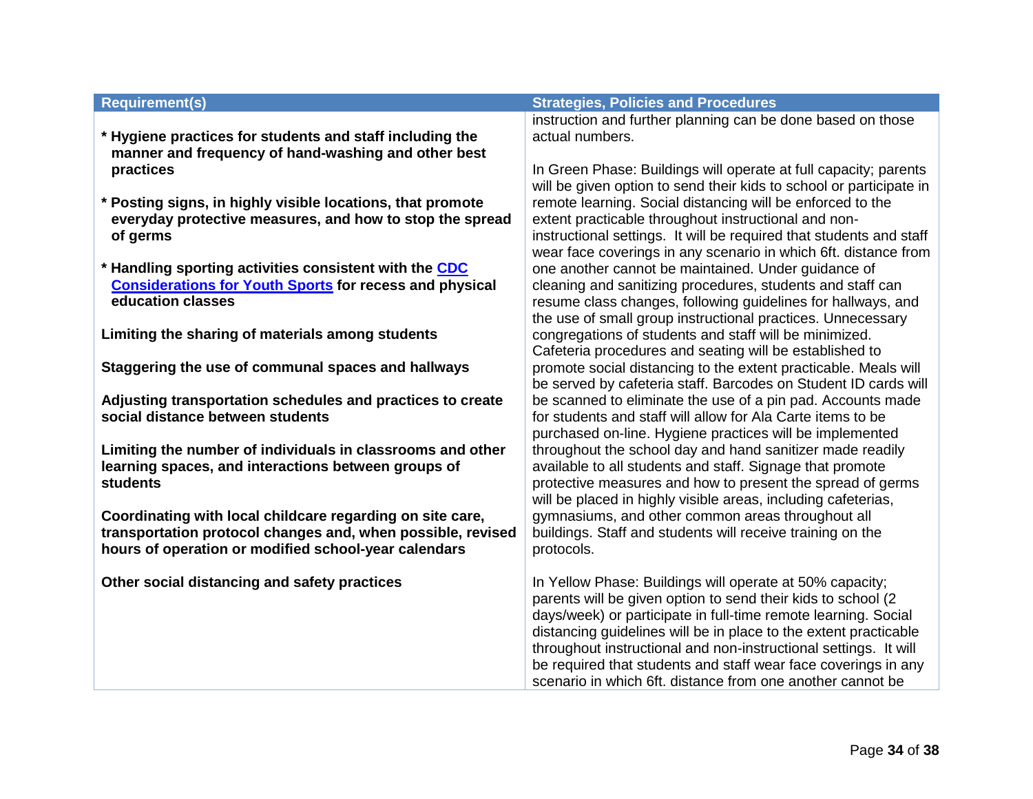| Requirement(s) | Strategies, Policies and Procedures |
|---|---|
| **\* Hygiene practices for students and staff including the manner and frequency of hand-washing and other best practices**<br><br>**\* Posting signs, in highly visible locations, that promote everyday protective measures, and how to stop the spread of germs**<br><br>**\* Handling sporting activities consistent with the [CDC Considerations for Youth Sports](#) for recess and physical education classes**<br><br>**Limiting the sharing of materials among students**<br><br>**Staggering the use of communal spaces and hallways**<br><br>**Adjusting transportation schedules and practices to create social distance between students**<br><br>**Limiting the number of individuals in classrooms and other learning spaces, and interactions between groups of students**<br><br>**Coordinating with local childcare regarding on site care, transportation protocol changes and, when possible, revised hours of operation or modified school-year calendars**<br><br>**Other social distancing and safety practices** | instruction and further planning can be done based on those actual numbers.<br><br>In Green Phase: Buildings will operate at full capacity; parents will be given option to send their kids to school or participate in remote learning. Social distancing will be enforced to the extent practicable throughout instructional and non-instructional settings. It will be required that students and staff wear face coverings in any scenario in which 6ft. distance from one another cannot be maintained. Under guidance of cleaning and sanitizing procedures, students and staff can resume class changes, following guidelines for hallways, and the use of small group instructional practices. Unnecessary congregations of students and staff will be minimized. Cafeteria procedures and seating will be established to promote social distancing to the extent practicable. Meals will be served by cafeteria staff. Barcodes on Student ID cards will be scanned to eliminate the use of a pin pad. Accounts made for students and staff will allow for Ala Carte items to be purchased on-line. Hygiene practices will be implemented throughout the school day and hand sanitizer made readily available to all students and staff. Signage that promote protective measures and how to present the spread of germs will be placed in highly visible areas, including cafeterias, gymnasiums, and other common areas throughout all buildings. Staff and students will receive training on the protocols.<br><br>In Yellow Phase: Buildings will operate at 50% capacity; parents will be given option to send their kids to school (2 days/week) or participate in full-time remote learning. Social distancing guidelines will be in place to the extent practicable throughout instructional and non-instructional settings. It will be required that students and staff wear face coverings in any scenario in which 6ft. distance from one another cannot be |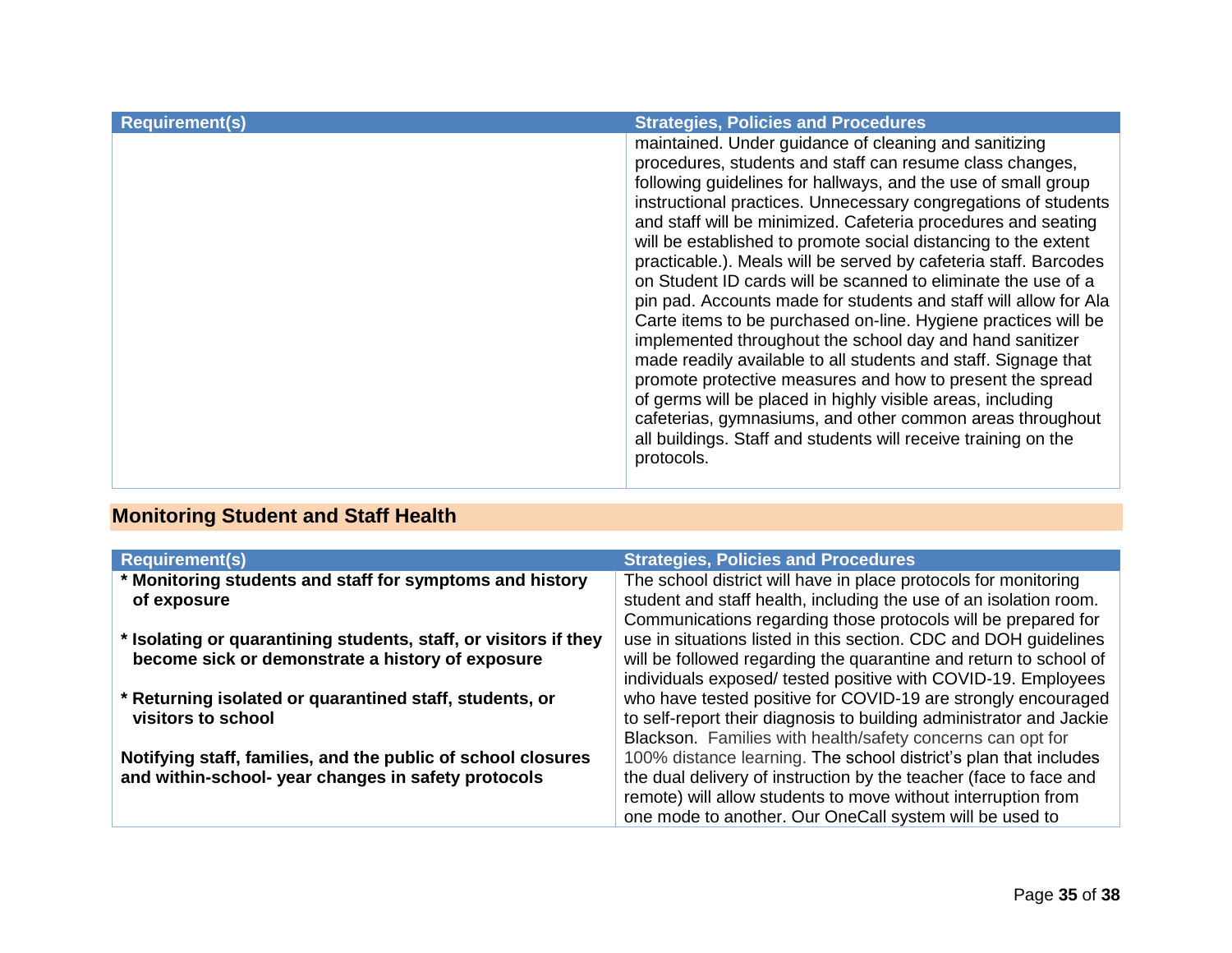| Requirement(s) | Strategies, Policies and Procedures |
|---|---|
| | maintained. Under guidance of cleaning and sanitizing procedures, students and staff can resume class changes, following guidelines for hallways, and the use of small group instructional practices. Unnecessary congregations of students and staff will be minimized. Cafeteria procedures and seating will be established to promote social distancing to the extent practicable.). Meals will be served by cafeteria staff. Barcodes on Student ID cards will be scanned to eliminate the use of a pin pad. Accounts made for students and staff will allow for Ala Carte items to be purchased on-line. Hygiene practices will be implemented throughout the school day and hand sanitizer made readily available to all students and staff. Signage that promote protective measures and how to present the spread of germs will be placed in highly visible areas, including cafeterias, gymnasiums, and other common areas throughout all buildings. Staff and students will receive training on the protocols. |

## Monitoring Student and Staff Health

| Requirement(s) | Strategies, Policies and Procedures |
|---|---|
| **\* Monitoring students and staff for symptoms and history of exposure**<br><br>**\* Isolating or quarantining students, staff, or visitors if they become sick or demonstrate a history of exposure**<br><br>**\* Returning isolated or quarantined staff, students, or visitors to school**<br><br>**Notifying staff, families, and the public of school closures and within-school- year changes in safety protocols** | The school district will have in place protocols for monitoring student and staff health, including the use of an isolation room. Communications regarding those protocols will be prepared for use in situations listed in this section. CDC and DOH guidelines will be followed regarding the quarantine and return to school of individuals exposed/ tested positive with COVID-19. Employees who have tested positive for COVID-19 are strongly encouraged to self-report their diagnosis to building administrator and Jackie Blackson. Families with health/safety concerns can opt for 100% distance learning. The school district's plan that includes the dual delivery of instruction by the teacher (face to face and remote) will allow students to move without interruption from one mode to another. Our OneCall system will be used to |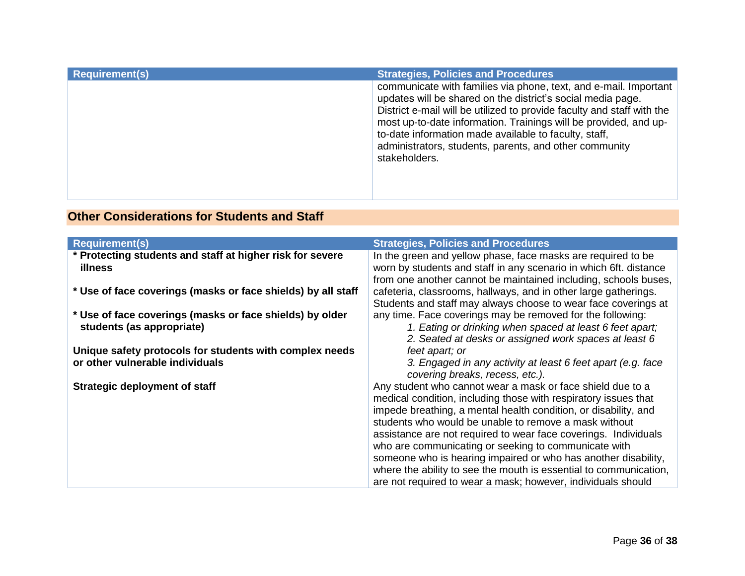| Requirement(s) | Strategies, Policies and Procedures |
|---|---|
| | communicate with families via phone, text, and e-mail. Important updates will be shared on the district's social media page. District e-mail will be utilized to provide faculty and staff with the most up-to-date information. Trainings will be provided, and up-to-date information made available to faculty, staff, administrators, students, parents, and other community stakeholders. |

## Other Considerations for Students and Staff

| Requirement(s) | Strategies, Policies and Procedures |
|---|---|
| **\* Protecting students and staff at higher risk for severe illness**<br><br>**\* Use of face coverings (masks or face shields) by all staff**<br><br>**\* Use of face coverings (masks or face shields) by older students (as appropriate)**<br><br>**Unique safety protocols for students with complex needs or other vulnerable individuals**<br><br>**Strategic deployment of staff** | In the green and yellow phase, face masks are required to be worn by students and staff in any scenario in which 6ft. distance from one another cannot be maintained including, schools buses, cafeteria, classrooms, hallways, and in other large gatherings. Students and staff may always choose to wear face coverings at any time. Face coverings may be removed for the following:<br>*1. Eating or drinking when spaced at least 6 feet apart;*<br>*2. Seated at desks or assigned work spaces at least 6 feet apart; or*<br>*3. Engaged in any activity at least 6 feet apart (e.g. face covering breaks, recess, etc.).*<br>Any student who cannot wear a mask or face shield due to a medical condition, including those with respiratory issues that impede breathing, a mental health condition, or disability, and students who would be unable to remove a mask without assistance are not required to wear face coverings. Individuals who are communicating or seeking to communicate with someone who is hearing impaired or who has another disability, where the ability to see the mouth is essential to communication, are not required to wear a mask; however, individuals should |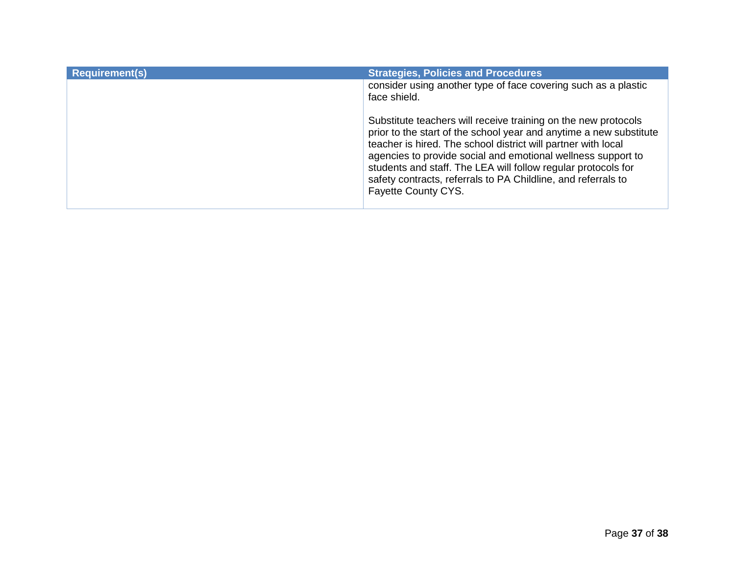| Requirement(s) | Strategies, Policies and Procedures |
| --- | --- |
| | consider using another type of face covering such as a plastic face shield.<br><br>Substitute teachers will receive training on the new protocols prior to the start of the school year and anytime a new substitute teacher is hired. The school district will partner with local agencies to provide social and emotional wellness support to students and staff. The LEA will follow regular protocols for safety contracts, referrals to PA Childline, and referrals to Fayette County CYS. |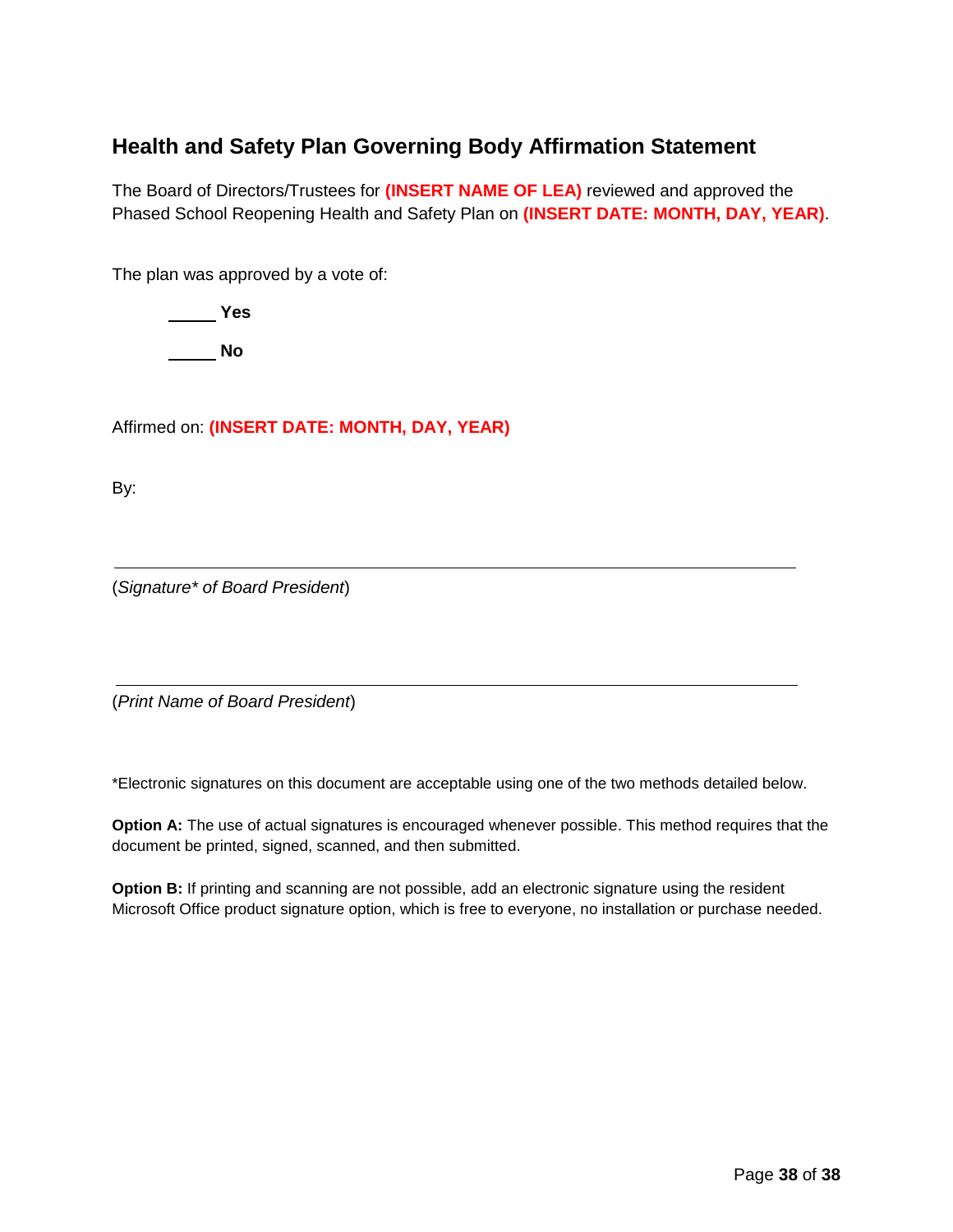## Health and Safety Plan Governing Body Affirmation Statement

The Board of Directors/Trustees for **(INSERT NAME OF LEA)** reviewed and approved the Phased School Reopening Health and Safety Plan on **(INSERT DATE: MONTH, DAY, YEAR)**.

The plan was approved by a vote of:

_____ **Yes**

_____ **No**

Affirmed on: **(INSERT DATE: MONTH, DAY, YEAR)**

By:

______________________________________________________________

(*Signature* of Board President*)

______________________________________________________________

(*Print Name of Board President*)

*Electronic signatures on this document are acceptable using one of the two methods detailed below.

**Option A:** The use of actual signatures is encouraged whenever possible. This method requires that the document be printed, signed, scanned, and then submitted.

**Option B:** If printing and scanning are not possible, add an electronic signature using the resident Microsoft Office product signature option, which is free to everyone, no installation or purchase needed.